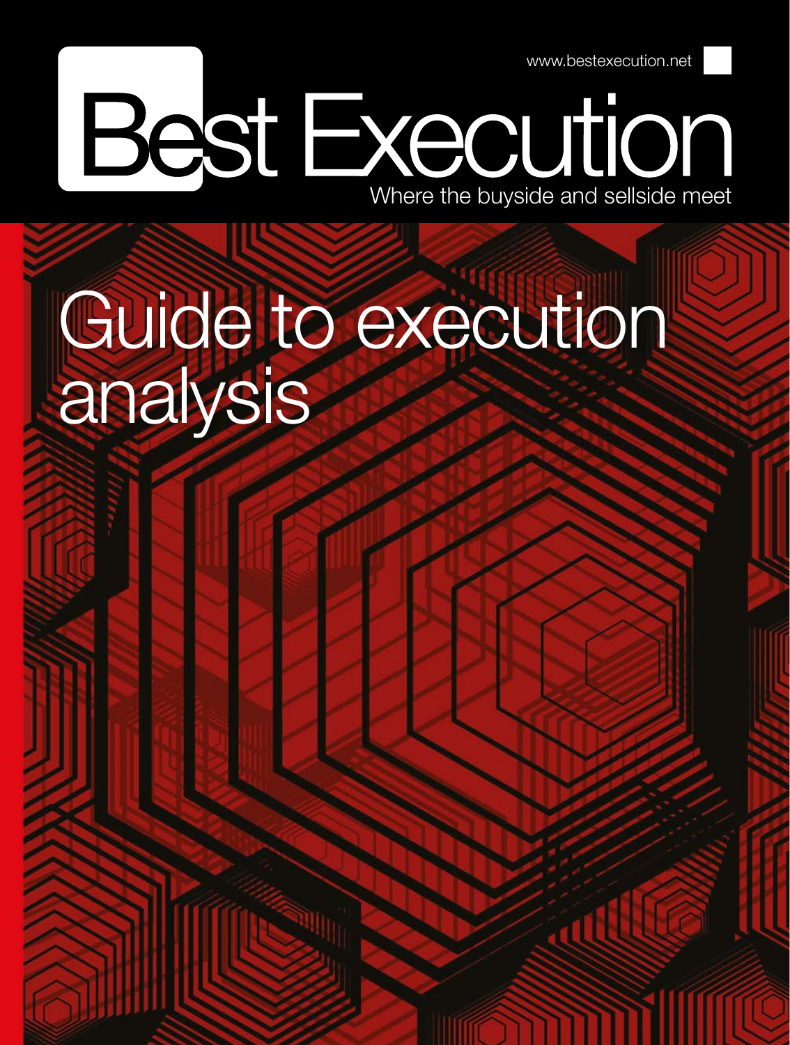www.bestexecution.net

# Best Execution

Where the buyside and sellside meet

# Guide to execution analysis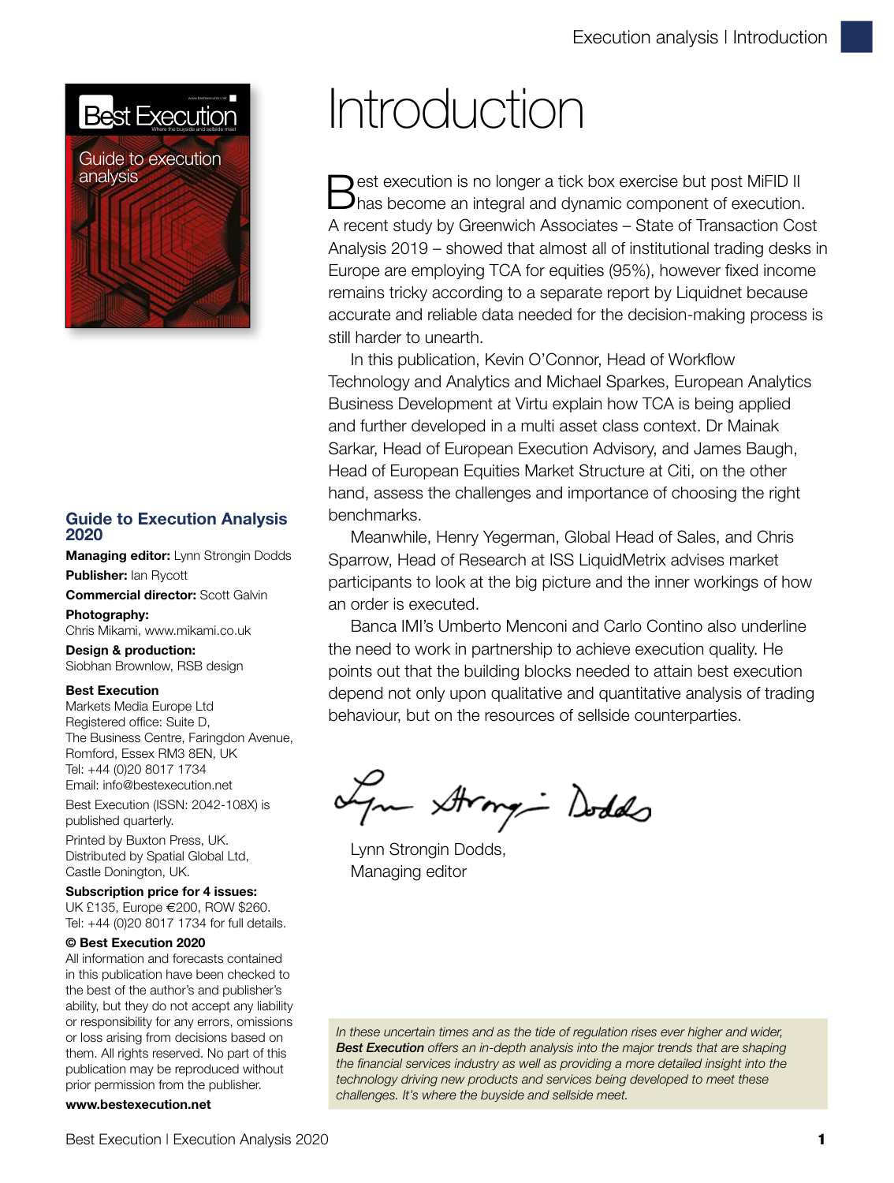# Introduction

Best execution is no longer a tick box exercise but post MiFID II has become an integral and dynamic component of execution. A recent study by Greenwich Associates – State of Transaction Cost Analysis 2019 – showed that almost all of institutional trading desks in Europe are employing TCA for equities (95%), however fixed income remains tricky according to a separate report by Liquidnet because accurate and reliable data needed for the decision-making process is still harder to unearth.

In this publication, Kevin O'Connor, Head of Workflow Technology and Analytics and Michael Sparkes, European Analytics Business Development at Virtu explain how TCA is being applied and further developed in a multi asset class context. Dr Mainak Sarkar, Head of European Execution Advisory, and James Baugh, Head of European Equities Market Structure at Citi, on the other hand, assess the challenges and importance of choosing the right benchmarks.

Meanwhile, Henry Yegerman, Global Head of Sales, and Chris Sparrow, Head of Research at ISS LiquidMetrix advises market participants to look at the big picture and the inner workings of how an order is executed.

Banca IMI's Umberto Menconi and Carlo Contino also underline the need to work in partnership to achieve execution quality. He points out that the building blocks needed to attain best execution depend not only upon qualitative and quantitative analysis of trading behaviour, but on the resources of sellside counterparties.

Lynn Strongin Dodds,
Managing editor

*In these uncertain times and as the tide of regulation rises ever higher and wider, **Best Execution** offers an in-depth analysis into the major trends that are shaping the financial services industry as well as providing a more detailed insight into the technology driving new products and services being developed to meet these challenges. It's where the buyside and sellside meet.*

## Guide to Execution Analysis 2020

**Managing editor:** Lynn Strongin Dodds

**Publisher:** Ian Rycott

**Commercial director:** Scott Galvin

**Photography:**
Chris Mikami, www.mikami.co.uk

**Design & production:**
Siobhan Brownlow, RSB design

**Best Execution**
Markets Media Europe Ltd
Registered office: Suite D,
The Business Centre, Faringdon Avenue,
Romford, Essex RM3 8EN, UK
Tel: +44 (0)20 8017 1734
Email: info@bestexecution.net

Best Execution (ISSN: 2042-108X) is published quarterly.

Printed by Buxton Press, UK.
Distributed by Spatial Global Ltd,
Castle Donington, UK.

**Subscription price for 4 issues:**
UK £135, Europe €200, ROW $260.
Tel: +44 (0)20 8017 1734 for full details.

**© Best Execution 2020**
All information and forecasts contained in this publication have been checked to the best of the author's and publisher's ability, but they do not accept any liability or responsibility for any errors, omissions or loss arising from decisions based on them. All rights reserved. No part of this publication may be reproduced without prior permission from the publisher.

**www.bestexecution.net**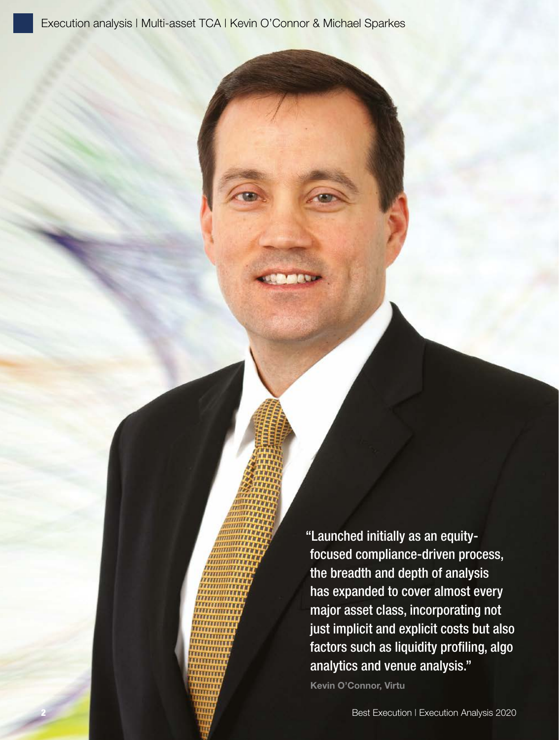"Launched initially as an equity-focused compliance-driven process, the breadth and depth of analysis has expanded to cover almost every major asset class, incorporating not just implicit and explicit costs but also factors such as liquidity profiling, algo analytics and venue analysis."

**Kevin O'Connor, Virtu**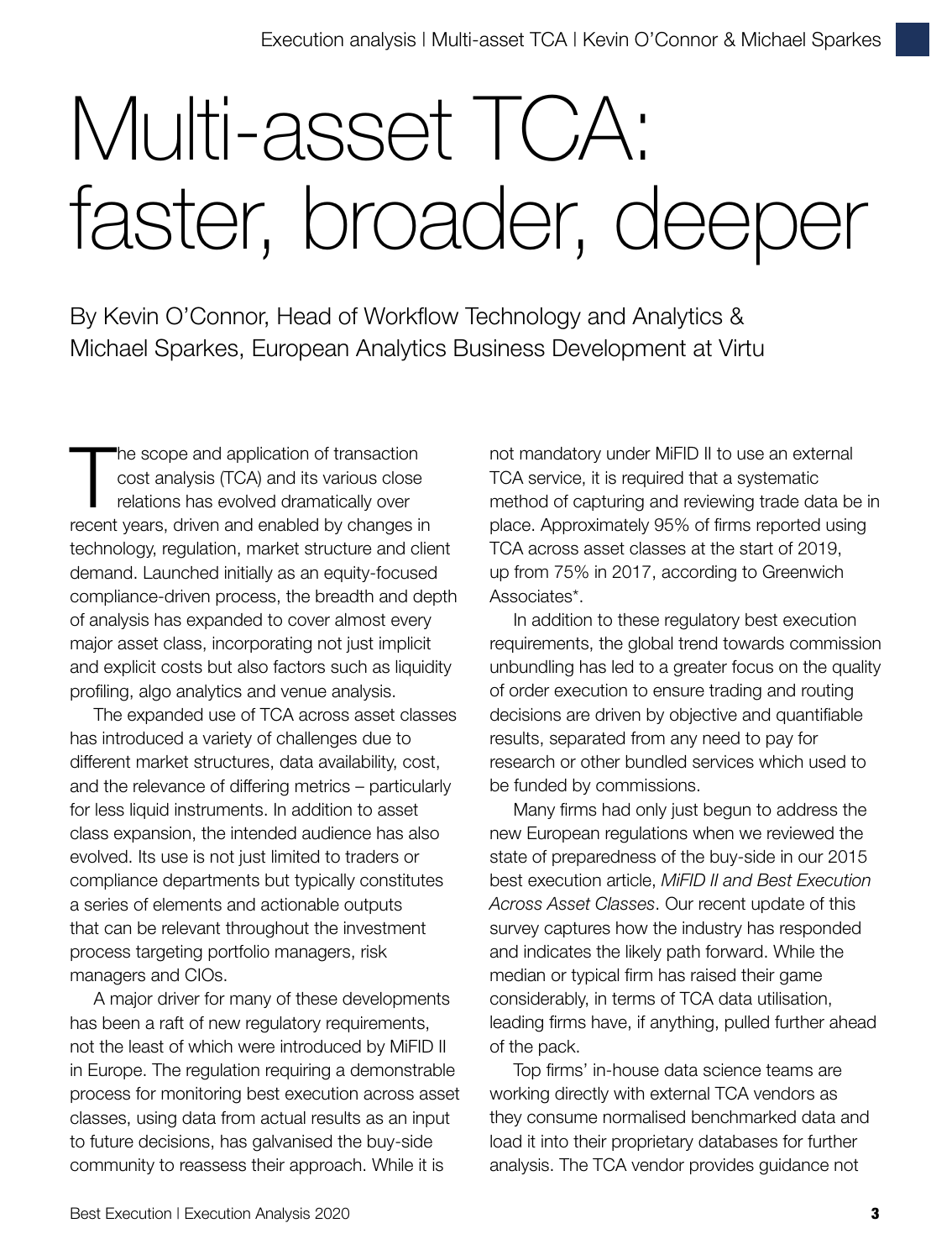# Multi-asset TCA: faster, broader, deeper

By Kevin O'Connor, Head of Workflow Technology and Analytics & Michael Sparkes, European Analytics Business Development at Virtu

The scope and application of transaction cost analysis (TCA) and its various close relations has evolved dramatically over recent years, driven and enabled by changes in technology, regulation, market structure and client demand. Launched initially as an equity-focused compliance-driven process, the breadth and depth of analysis has expanded to cover almost every major asset class, incorporating not just implicit and explicit costs but also factors such as liquidity profiling, algo analytics and venue analysis.

The expanded use of TCA across asset classes has introduced a variety of challenges due to different market structures, data availability, cost, and the relevance of differing metrics – particularly for less liquid instruments. In addition to asset class expansion, the intended audience has also evolved. Its use is not just limited to traders or compliance departments but typically constitutes a series of elements and actionable outputs that can be relevant throughout the investment process targeting portfolio managers, risk managers and CIOs.

A major driver for many of these developments has been a raft of new regulatory requirements, not the least of which were introduced by MiFID II in Europe. The regulation requiring a demonstrable process for monitoring best execution across asset classes, using data from actual results as an input to future decisions, has galvanised the buy-side community to reassess their approach. While it is not mandatory under MiFID II to use an external TCA service, it is required that a systematic method of capturing and reviewing trade data be in place. Approximately 95% of firms reported using TCA across asset classes at the start of 2019, up from 75% in 2017, according to Greenwich Associates*.

In addition to these regulatory best execution requirements, the global trend towards commission unbundling has led to a greater focus on the quality of order execution to ensure trading and routing decisions are driven by objective and quantifiable results, separated from any need to pay for research or other bundled services which used to be funded by commissions.

Many firms had only just begun to address the new European regulations when we reviewed the state of preparedness of the buy-side in our 2015 best execution article, *MiFID II and Best Execution Across Asset Classes*. Our recent update of this survey captures how the industry has responded and indicates the likely path forward. While the median or typical firm has raised their game considerably, in terms of TCA data utilisation, leading firms have, if anything, pulled further ahead of the pack.

Top firms' in-house data science teams are working directly with external TCA vendors as they consume normalised benchmarked data and load it into their proprietary databases for further analysis. The TCA vendor provides guidance not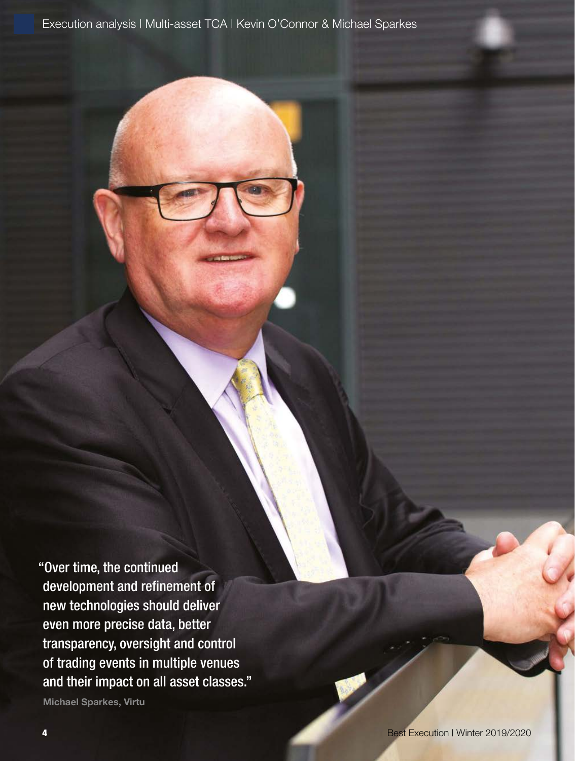"Over time, the continued development and refinement of new technologies should deliver even more precise data, better transparency, oversight and control of trading events in multiple venues and their impact on all asset classes."

**Michael Sparkes, Virtu**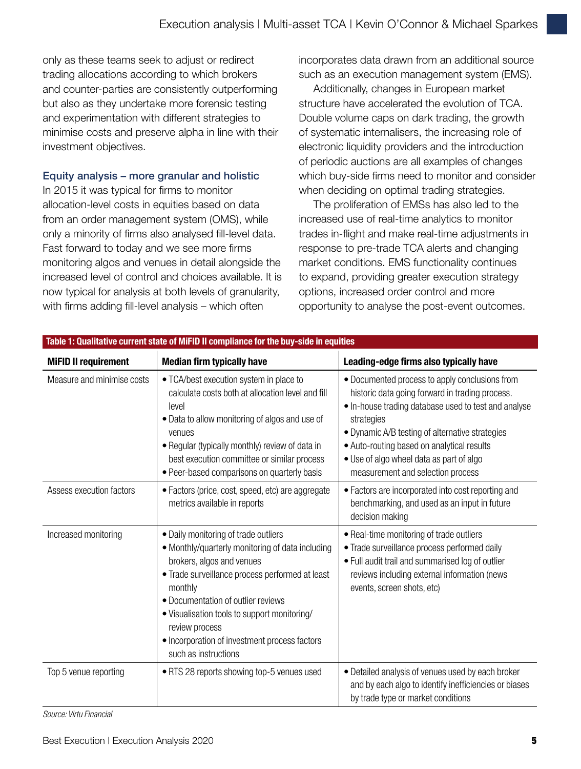only as these teams seek to adjust or redirect trading allocations according to which brokers and counter-parties are consistently outperforming but also as they undertake more forensic testing and experimentation with different strategies to minimise costs and preserve alpha in line with their investment objectives.

### Equity analysis – more granular and holistic

In 2015 it was typical for firms to monitor allocation-level costs in equities based on data from an order management system (OMS), while only a minority of firms also analysed fill-level data. Fast forward to today and we see more firms monitoring algos and venues in detail alongside the increased level of control and choices available. It is now typical for analysis at both levels of granularity, with firms adding fill-level analysis – which often incorporates data drawn from an additional source such as an execution management system (EMS).

Additionally, changes in European market structure have accelerated the evolution of TCA. Double volume caps on dark trading, the growth of systematic internalisers, the increasing role of electronic liquidity providers and the introduction of periodic auctions are all examples of changes which buy-side firms need to monitor and consider when deciding on optimal trading strategies.

The proliferation of EMSs has also led to the increased use of real-time analytics to monitor trades in-flight and make real-time adjustments in response to pre-trade TCA alerts and changing market conditions. EMS functionality continues to expand, providing greater execution strategy options, increased order control and more opportunity to analyse the post-event outcomes.

**Table 1: Qualitative current state of MiFID II compliance for the buy-side in equities**

| MiFID II requirement | Median firm typically have | Leading-edge firms also typically have |
|---|---|---|
| Measure and minimise costs | • TCA/best execution system in place to calculate costs both at allocation level and fill level<br>• Data to allow monitoring of algos and use of venues<br>• Regular (typically monthly) review of data in best execution committee or similar process<br>• Peer-based comparisons on quarterly basis | • Documented process to apply conclusions from historic data going forward in trading process.<br>• In-house trading database used to test and analyse strategies<br>• Dynamic A/B testing of alternative strategies<br>• Auto-routing based on analytical results<br>• Use of algo wheel data as part of algo measurement and selection process |
| Assess execution factors | • Factors (price, cost, speed, etc) are aggregate metrics available in reports | • Factors are incorporated into cost reporting and benchmarking, and used as an input in future decision making |
| Increased monitoring | • Daily monitoring of trade outliers<br>• Monthly/quarterly monitoring of data including brokers, algos and venues<br>• Trade surveillance process performed at least monthly<br>• Documentation of outlier reviews<br>• Visualisation tools to support monitoring/review process<br>• Incorporation of investment process factors such as instructions | • Real-time monitoring of trade outliers<br>• Trade surveillance process performed daily<br>• Full audit trail and summarised log of outlier reviews including external information (news events, screen shots, etc) |
| Top 5 venue reporting | • RTS 28 reports showing top-5 venues used | • Detailed analysis of venues used by each broker and by each algo to identify inefficiencies or biases by trade type or market conditions |

*Source: Virtu Financial*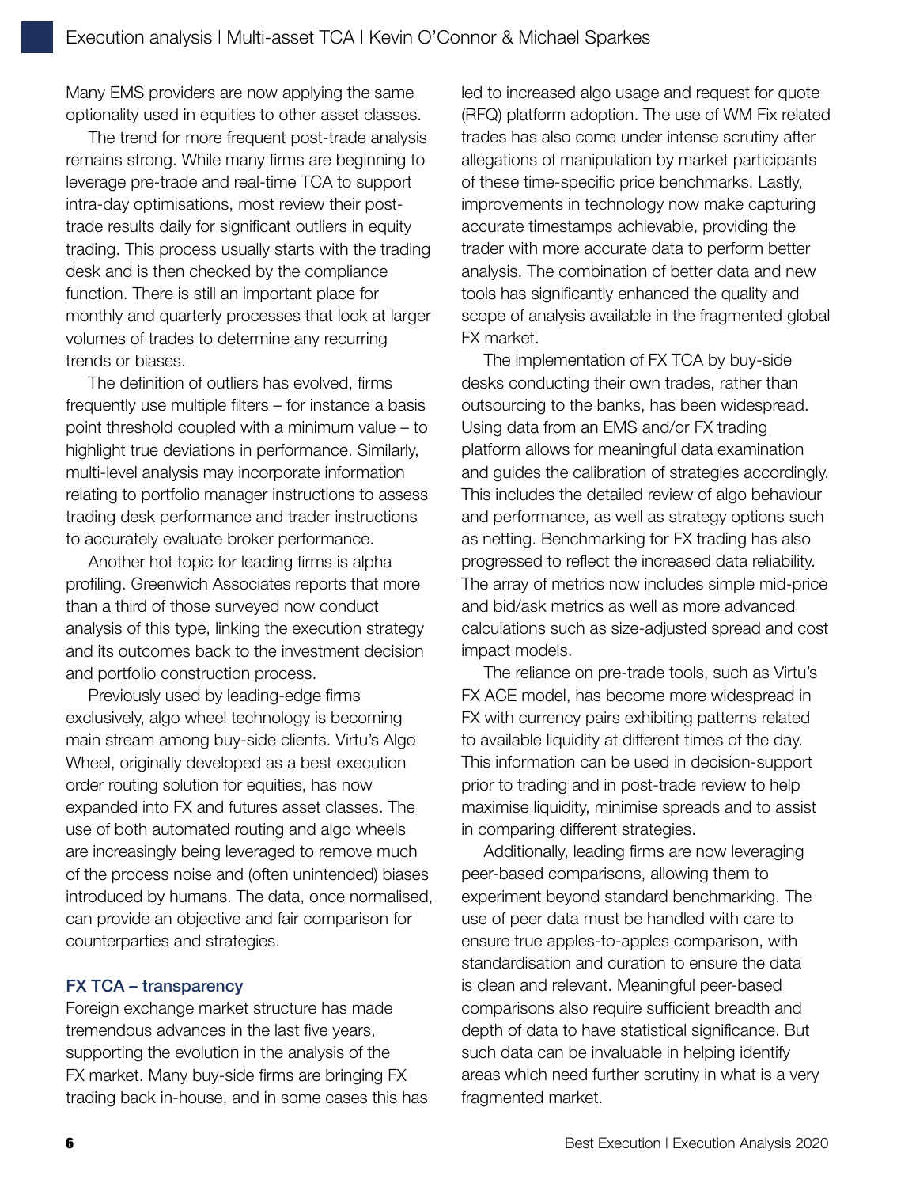Many EMS providers are now applying the same optionality used in equities to other asset classes.

The trend for more frequent post-trade analysis remains strong. While many firms are beginning to leverage pre-trade and real-time TCA to support intra-day optimisations, most review their post-trade results daily for significant outliers in equity trading. This process usually starts with the trading desk and is then checked by the compliance function. There is still an important place for monthly and quarterly processes that look at larger volumes of trades to determine any recurring trends or biases.

The definition of outliers has evolved, firms frequently use multiple filters – for instance a basis point threshold coupled with a minimum value – to highlight true deviations in performance. Similarly, multi-level analysis may incorporate information relating to portfolio manager instructions to assess trading desk performance and trader instructions to accurately evaluate broker performance.

Another hot topic for leading firms is alpha profiling. Greenwich Associates reports that more than a third of those surveyed now conduct analysis of this type, linking the execution strategy and its outcomes back to the investment decision and portfolio construction process.

Previously used by leading-edge firms exclusively, algo wheel technology is becoming main stream among buy-side clients. Virtu's Algo Wheel, originally developed as a best execution order routing solution for equities, has now expanded into FX and futures asset classes. The use of both automated routing and algo wheels are increasingly being leveraged to remove much of the process noise and (often unintended) biases introduced by humans. The data, once normalised, can provide an objective and fair comparison for counterparties and strategies.

### FX TCA – transparency

Foreign exchange market structure has made tremendous advances in the last five years, supporting the evolution in the analysis of the FX market. Many buy-side firms are bringing FX trading back in-house, and in some cases this has led to increased algo usage and request for quote (RFQ) platform adoption. The use of WM Fix related trades has also come under intense scrutiny after allegations of manipulation by market participants of these time-specific price benchmarks. Lastly, improvements in technology now make capturing accurate timestamps achievable, providing the trader with more accurate data to perform better analysis. The combination of better data and new tools has significantly enhanced the quality and scope of analysis available in the fragmented global FX market.

The implementation of FX TCA by buy-side desks conducting their own trades, rather than outsourcing to the banks, has been widespread. Using data from an EMS and/or FX trading platform allows for meaningful data examination and guides the calibration of strategies accordingly. This includes the detailed review of algo behaviour and performance, as well as strategy options such as netting. Benchmarking for FX trading has also progressed to reflect the increased data reliability. The array of metrics now includes simple mid-price and bid/ask metrics as well as more advanced calculations such as size-adjusted spread and cost impact models.

The reliance on pre-trade tools, such as Virtu's FX ACE model, has become more widespread in FX with currency pairs exhibiting patterns related to available liquidity at different times of the day. This information can be used in decision-support prior to trading and in post-trade review to help maximise liquidity, minimise spreads and to assist in comparing different strategies.

Additionally, leading firms are now leveraging peer-based comparisons, allowing them to experiment beyond standard benchmarking. The use of peer data must be handled with care to ensure true apples-to-apples comparison, with standardisation and curation to ensure the data is clean and relevant. Meaningful peer-based comparisons also require sufficient breadth and depth of data to have statistical significance. But such data can be invaluable in helping identify areas which need further scrutiny in what is a very fragmented market.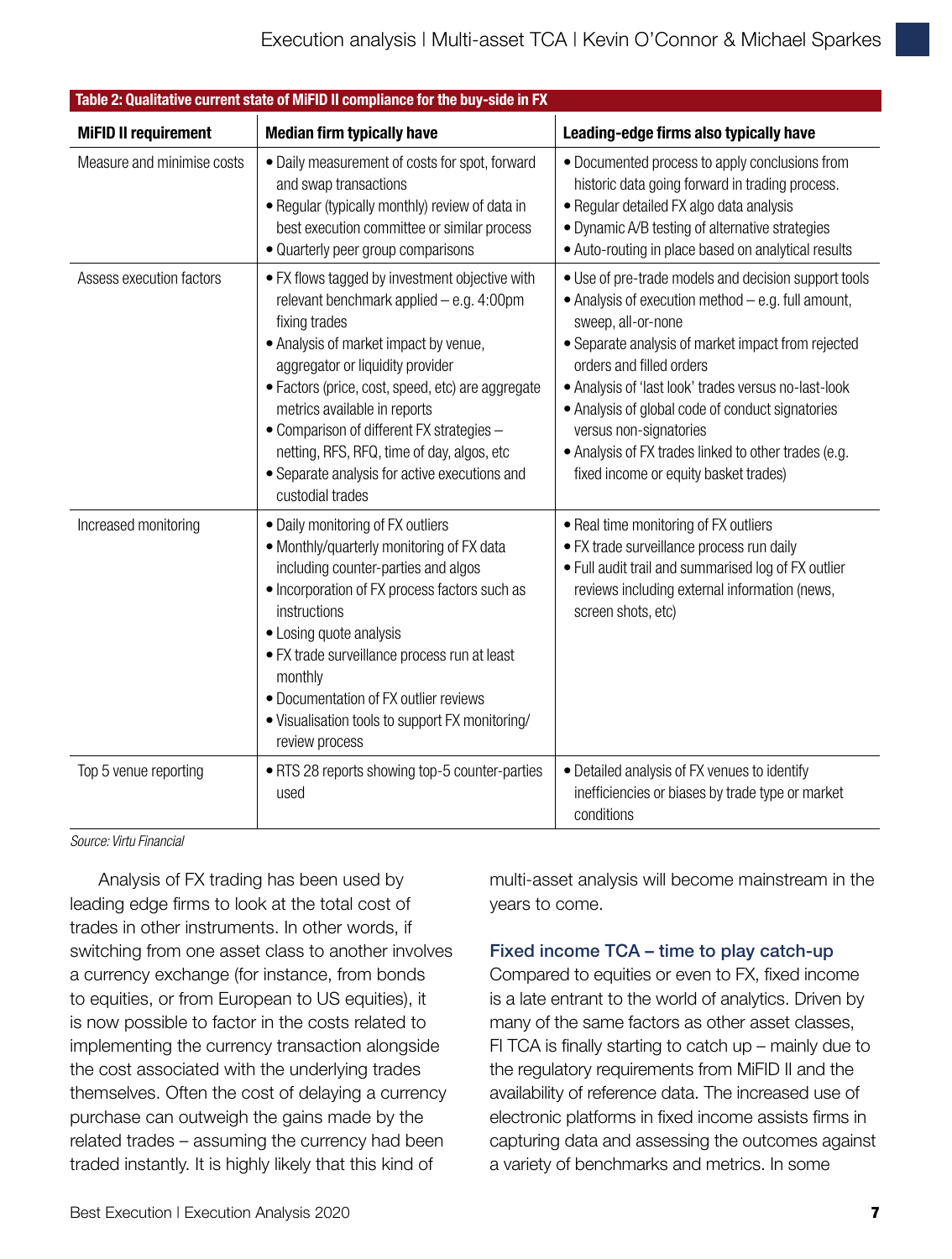**Table 2: Qualitative current state of MiFID II compliance for the buy-side in FX**

| MiFID II requirement | Median firm typically have | Leading-edge firms also typically have |
|---|---|---|
| Measure and minimise costs | • Daily measurement of costs for spot, forward and swap transactions<br>• Regular (typically monthly) review of data in best execution committee or similar process<br>• Quarterly peer group comparisons | • Documented process to apply conclusions from historic data going forward in trading process.<br>• Regular detailed FX algo data analysis<br>• Dynamic A/B testing of alternative strategies<br>• Auto-routing in place based on analytical results |
| Assess execution factors | • FX flows tagged by investment objective with relevant benchmark applied – e.g. 4:00pm fixing trades<br>• Analysis of market impact by venue, aggregator or liquidity provider<br>• Factors (price, cost, speed, etc) are aggregate metrics available in reports<br>• Comparison of different FX strategies – netting, RFS, RFQ, time of day, algos, etc<br>• Separate analysis for active executions and custodial trades | • Use of pre-trade models and decision support tools<br>• Analysis of execution method – e.g. full amount, sweep, all-or-none<br>• Separate analysis of market impact from rejected orders and filled orders<br>• Analysis of 'last look' trades versus no-last-look<br>• Analysis of global code of conduct signatories versus non-signatories<br>• Analysis of FX trades linked to other trades (e.g. fixed income or equity basket trades) |
| Increased monitoring | • Daily monitoring of FX outliers<br>• Monthly/quarterly monitoring of FX data including counter-parties and algos<br>• Incorporation of FX process factors such as instructions<br>• Losing quote analysis<br>• FX trade surveillance process run at least monthly<br>• Documentation of FX outlier reviews<br>• Visualisation tools to support FX monitoring/review process | • Real time monitoring of FX outliers<br>• FX trade surveillance process run daily<br>• Full audit trail and summarised log of FX outlier reviews including external information (news, screen shots, etc) |
| Top 5 venue reporting | • RTS 28 reports showing top-5 counter-parties used | • Detailed analysis of FX venues to identify inefficiencies or biases by trade type or market conditions |

*Source: Virtu Financial*

Analysis of FX trading has been used by leading edge firms to look at the total cost of trades in other instruments. In other words, if switching from one asset class to another involves a currency exchange (for instance, from bonds to equities, or from European to US equities), it is now possible to factor in the costs related to implementing the currency transaction alongside the cost associated with the underlying trades themselves. Often the cost of delaying a currency purchase can outweigh the gains made by the related trades – assuming the currency had been traded instantly. It is highly likely that this kind of multi-asset analysis will become mainstream in the years to come.

### Fixed income TCA – time to play catch-up

Compared to equities or even to FX, fixed income is a late entrant to the world of analytics. Driven by many of the same factors as other asset classes, FI TCA is finally starting to catch up – mainly due to the regulatory requirements from MiFID II and the availability of reference data. The increased use of electronic platforms in fixed income assists firms in capturing data and assessing the outcomes against a variety of benchmarks and metrics. In some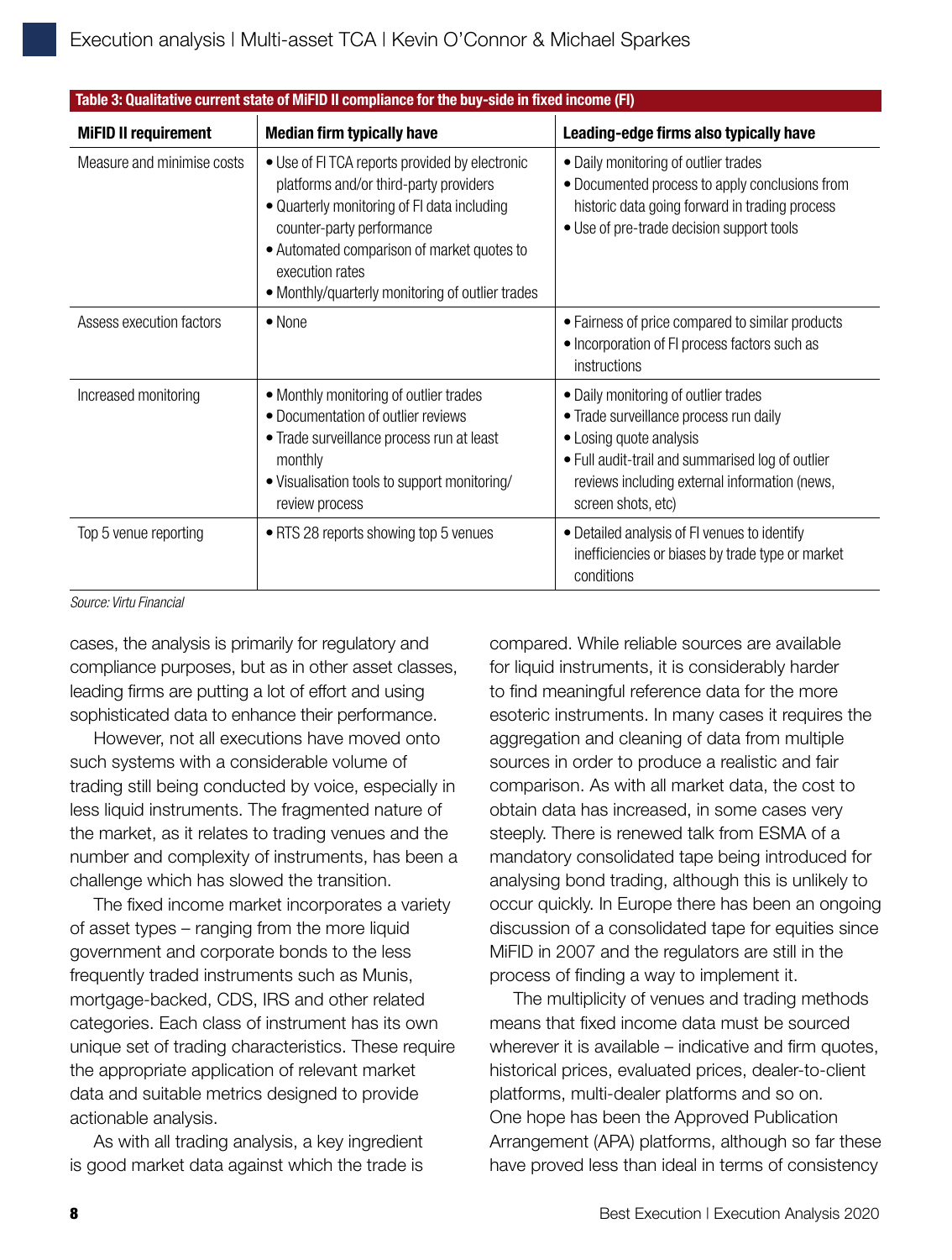**Table 3: Qualitative current state of MiFID II compliance for the buy-side in fixed income (FI)**

| MiFID II requirement | Median firm typically have | Leading-edge firms also typically have |
| --- | --- | --- |
| Measure and minimise costs | • Use of FI TCA reports provided by electronic platforms and/or third-party providers<br>• Quarterly monitoring of FI data including counter-party performance<br>• Automated comparison of market quotes to execution rates<br>• Monthly/quarterly monitoring of outlier trades | • Daily monitoring of outlier trades<br>• Documented process to apply conclusions from historic data going forward in trading process<br>• Use of pre-trade decision support tools |
| Assess execution factors | • None | • Fairness of price compared to similar products<br>• Incorporation of FI process factors such as instructions |
| Increased monitoring | • Monthly monitoring of outlier trades<br>• Documentation of outlier reviews<br>• Trade surveillance process run at least monthly<br>• Visualisation tools to support monitoring/review process | • Daily monitoring of outlier trades<br>• Trade surveillance process run daily<br>• Losing quote analysis<br>• Full audit-trail and summarised log of outlier reviews including external information (news, screen shots, etc) |
| Top 5 venue reporting | • RTS 28 reports showing top 5 venues | • Detailed analysis of FI venues to identify inefficiencies or biases by trade type or market conditions |

*Source: Virtu Financial*

cases, the analysis is primarily for regulatory and compliance purposes, but as in other asset classes, leading firms are putting a lot of effort and using sophisticated data to enhance their performance.

However, not all executions have moved onto such systems with a considerable volume of trading still being conducted by voice, especially in less liquid instruments. The fragmented nature of the market, as it relates to trading venues and the number and complexity of instruments, has been a challenge which has slowed the transition.

The fixed income market incorporates a variety of asset types – ranging from the more liquid government and corporate bonds to the less frequently traded instruments such as Munis, mortgage-backed, CDS, IRS and other related categories. Each class of instrument has its own unique set of trading characteristics. These require the appropriate application of relevant market data and suitable metrics designed to provide actionable analysis.

As with all trading analysis, a key ingredient is good market data against which the trade is compared. While reliable sources are available for liquid instruments, it is considerably harder to find meaningful reference data for the more esoteric instruments. In many cases it requires the aggregation and cleaning of data from multiple sources in order to produce a realistic and fair comparison. As with all market data, the cost to obtain data has increased, in some cases very steeply. There is renewed talk from ESMA of a mandatory consolidated tape being introduced for analysing bond trading, although this is unlikely to occur quickly. In Europe there has been an ongoing discussion of a consolidated tape for equities since MiFID in 2007 and the regulators are still in the process of finding a way to implement it.

The multiplicity of venues and trading methods means that fixed income data must be sourced wherever it is available – indicative and firm quotes, historical prices, evaluated prices, dealer-to-client platforms, multi-dealer platforms and so on. One hope has been the Approved Publication Arrangement (APA) platforms, although so far these have proved less than ideal in terms of consistency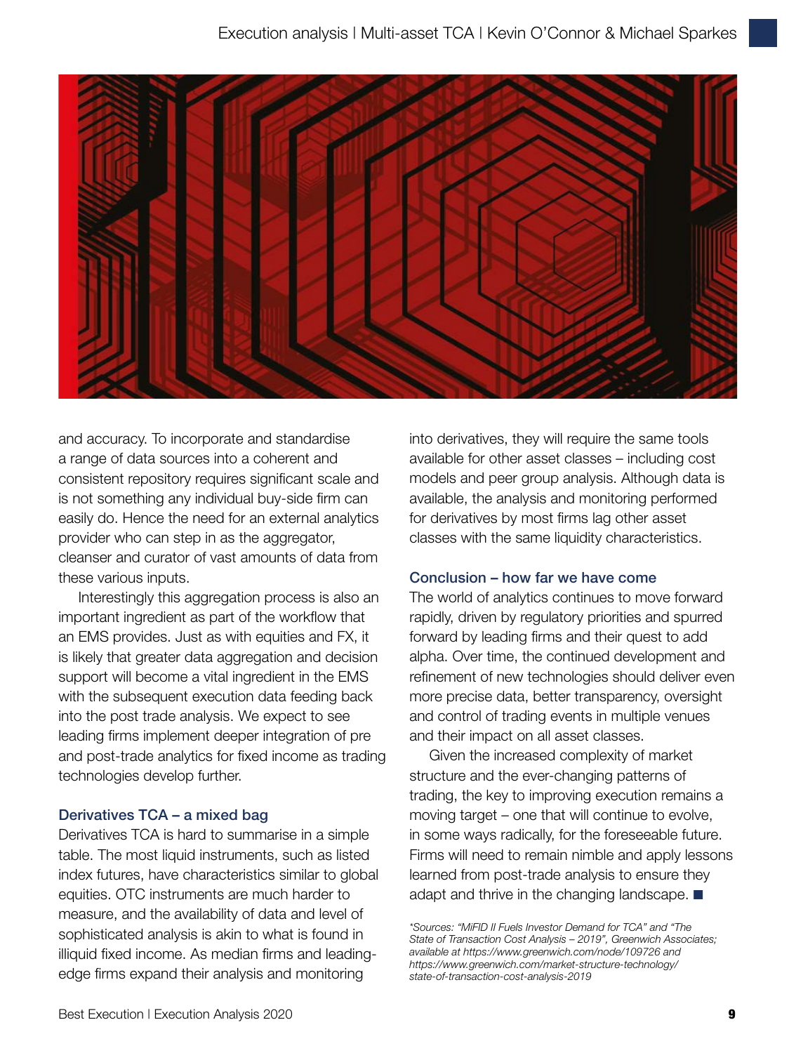and accuracy. To incorporate and standardise a range of data sources into a coherent and consistent repository requires significant scale and is not something any individual buy-side firm can easily do. Hence the need for an external analytics provider who can step in as the aggregator, cleanser and curator of vast amounts of data from these various inputs.

Interestingly this aggregation process is also an important ingredient as part of the workflow that an EMS provides. Just as with equities and FX, it is likely that greater data aggregation and decision support will become a vital ingredient in the EMS with the subsequent execution data feeding back into the post trade analysis. We expect to see leading firms implement deeper integration of pre and post-trade analytics for fixed income as trading technologies develop further.

### Derivatives TCA – a mixed bag

Derivatives TCA is hard to summarise in a simple table. The most liquid instruments, such as listed index futures, have characteristics similar to global equities. OTC instruments are much harder to measure, and the availability of data and level of sophisticated analysis is akin to what is found in illiquid fixed income. As median firms and leading-edge firms expand their analysis and monitoring into derivatives, they will require the same tools available for other asset classes – including cost models and peer group analysis. Although data is available, the analysis and monitoring performed for derivatives by most firms lag other asset classes with the same liquidity characteristics.

### Conclusion – how far we have come

The world of analytics continues to move forward rapidly, driven by regulatory priorities and spurred forward by leading firms and their quest to add alpha. Over time, the continued development and refinement of new technologies should deliver even more precise data, better transparency, oversight and control of trading events in multiple venues and their impact on all asset classes.

Given the increased complexity of market structure and the ever-changing patterns of trading, the key to improving execution remains a moving target – one that will continue to evolve, in some ways radically, for the foreseeable future. Firms will need to remain nimble and apply lessons learned from post-trade analysis to ensure they adapt and thrive in the changing landscape. ■

*\*Sources: "MiFID II Fuels Investor Demand for TCA" and "The State of Transaction Cost Analysis – 2019", Greenwich Associates; available at https://www.greenwich.com/node/109726 and https://www.greenwich.com/market-structure-technology/state-of-transaction-cost-analysis-2019*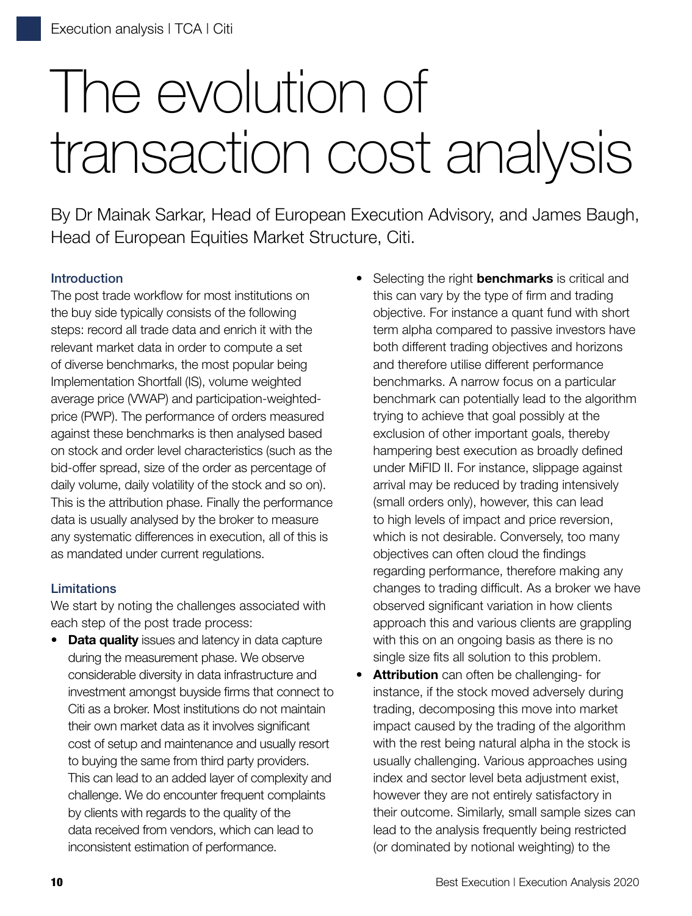# The evolution of transaction cost analysis

By Dr Mainak Sarkar, Head of European Execution Advisory, and James Baugh, Head of European Equities Market Structure, Citi.

### Introduction

The post trade workflow for most institutions on the buy side typically consists of the following steps: record all trade data and enrich it with the relevant market data in order to compute a set of diverse benchmarks, the most popular being Implementation Shortfall (IS), volume weighted average price (VWAP) and participation-weighted-price (PWP). The performance of orders measured against these benchmarks is then analysed based on stock and order level characteristics (such as the bid-offer spread, size of the order as percentage of daily volume, daily volatility of the stock and so on). This is the attribution phase. Finally the performance data is usually analysed by the broker to measure any systematic differences in execution, all of this is as mandated under current regulations.

### Limitations

We start by noting the challenges associated with each step of the post trade process:

- **Data quality** issues and latency in data capture during the measurement phase. We observe considerable diversity in data infrastructure and investment amongst buyside firms that connect to Citi as a broker. Most institutions do not maintain their own market data as it involves significant cost of setup and maintenance and usually resort to buying the same from third party providers. This can lead to an added layer of complexity and challenge. We do encounter frequent complaints by clients with regards to the quality of the data received from vendors, which can lead to inconsistent estimation of performance.
- Selecting the right **benchmarks** is critical and this can vary by the type of firm and trading objective. For instance a quant fund with short term alpha compared to passive investors have both different trading objectives and horizons and therefore utilise different performance benchmarks. A narrow focus on a particular benchmark can potentially lead to the algorithm trying to achieve that goal possibly at the exclusion of other important goals, thereby hampering best execution as broadly defined under MiFID II. For instance, slippage against arrival may be reduced by trading intensively (small orders only), however, this can lead to high levels of impact and price reversion, which is not desirable. Conversely, too many objectives can often cloud the findings regarding performance, therefore making any changes to trading difficult. As a broker we have observed significant variation in how clients approach this and various clients are grappling with this on an ongoing basis as there is no single size fits all solution to this problem.
- **Attribution** can often be challenging- for instance, if the stock moved adversely during trading, decomposing this move into market impact caused by the trading of the algorithm with the rest being natural alpha in the stock is usually challenging. Various approaches using index and sector level beta adjustment exist, however they are not entirely satisfactory in their outcome. Similarly, small sample sizes can lead to the analysis frequently being restricted (or dominated by notional weighting) to the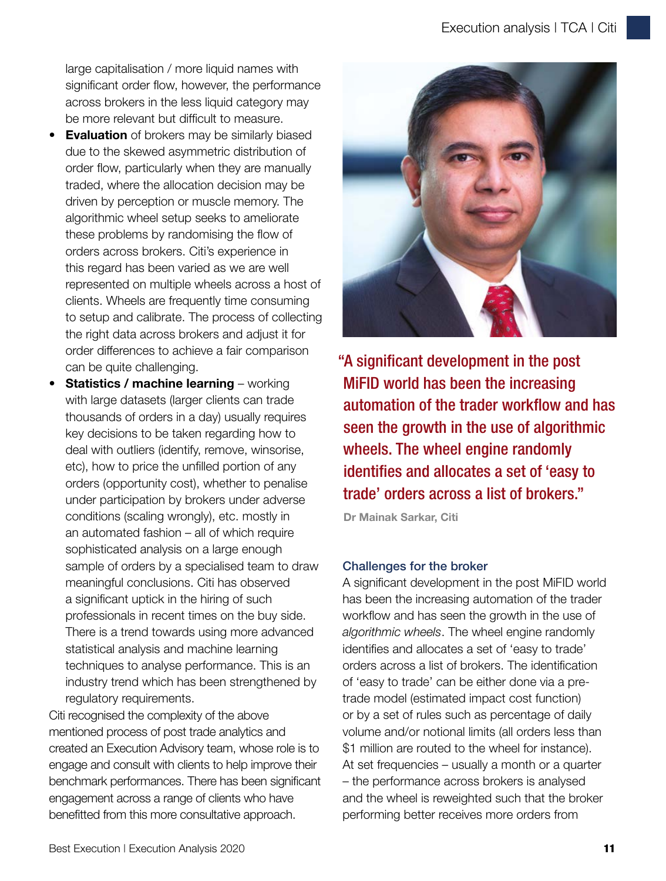large capitalisation / more liquid names with significant order flow, however, the performance across brokers in the less liquid category may be more relevant but difficult to measure.

- **Evaluation** of brokers may be similarly biased due to the skewed asymmetric distribution of order flow, particularly when they are manually traded, where the allocation decision may be driven by perception or muscle memory. The algorithmic wheel setup seeks to ameliorate these problems by randomising the flow of orders across brokers. Citi's experience in this regard has been varied as we are well represented on multiple wheels across a host of clients. Wheels are frequently time consuming to setup and calibrate. The process of collecting the right data across brokers and adjust it for order differences to achieve a fair comparison can be quite challenging.
- **Statistics / machine learning** – working with large datasets (larger clients can trade thousands of orders in a day) usually requires key decisions to be taken regarding how to deal with outliers (identify, remove, winsorise, etc), how to price the unfilled portion of any orders (opportunity cost), whether to penalise under participation by brokers under adverse conditions (scaling wrongly), etc. mostly in an automated fashion – all of which require sophisticated analysis on a large enough sample of orders by a specialised team to draw meaningful conclusions. Citi has observed a significant uptick in the hiring of such professionals in recent times on the buy side. There is a trend towards using more advanced statistical analysis and machine learning techniques to analyse performance. This is an industry trend which has been strengthened by regulatory requirements.

Citi recognised the complexity of the above mentioned process of post trade analytics and created an Execution Advisory team, whose role is to engage and consult with clients to help improve their benchmark performances. There has been significant engagement across a range of clients who have benefitted from this more consultative approach.

> "A significant development in the post MiFID world has been the increasing automation of the trader workflow and has seen the growth in the use of algorithmic wheels. The wheel engine randomly identifies and allocates a set of 'easy to trade' orders across a list of brokers."
>
> **Dr Mainak Sarkar, Citi**

### Challenges for the broker

A significant development in the post MiFID world has been the increasing automation of the trader workflow and has seen the growth in the use of *algorithmic wheels*. The wheel engine randomly identifies and allocates a set of 'easy to trade' orders across a list of brokers. The identification of 'easy to trade' can be either done via a pre-trade model (estimated impact cost function) or by a set of rules such as percentage of daily volume and/or notional limits (all orders less than $1 million are routed to the wheel for instance). At set frequencies – usually a month or a quarter – the performance across brokers is analysed and the wheel is reweighted such that the broker performing better receives more orders from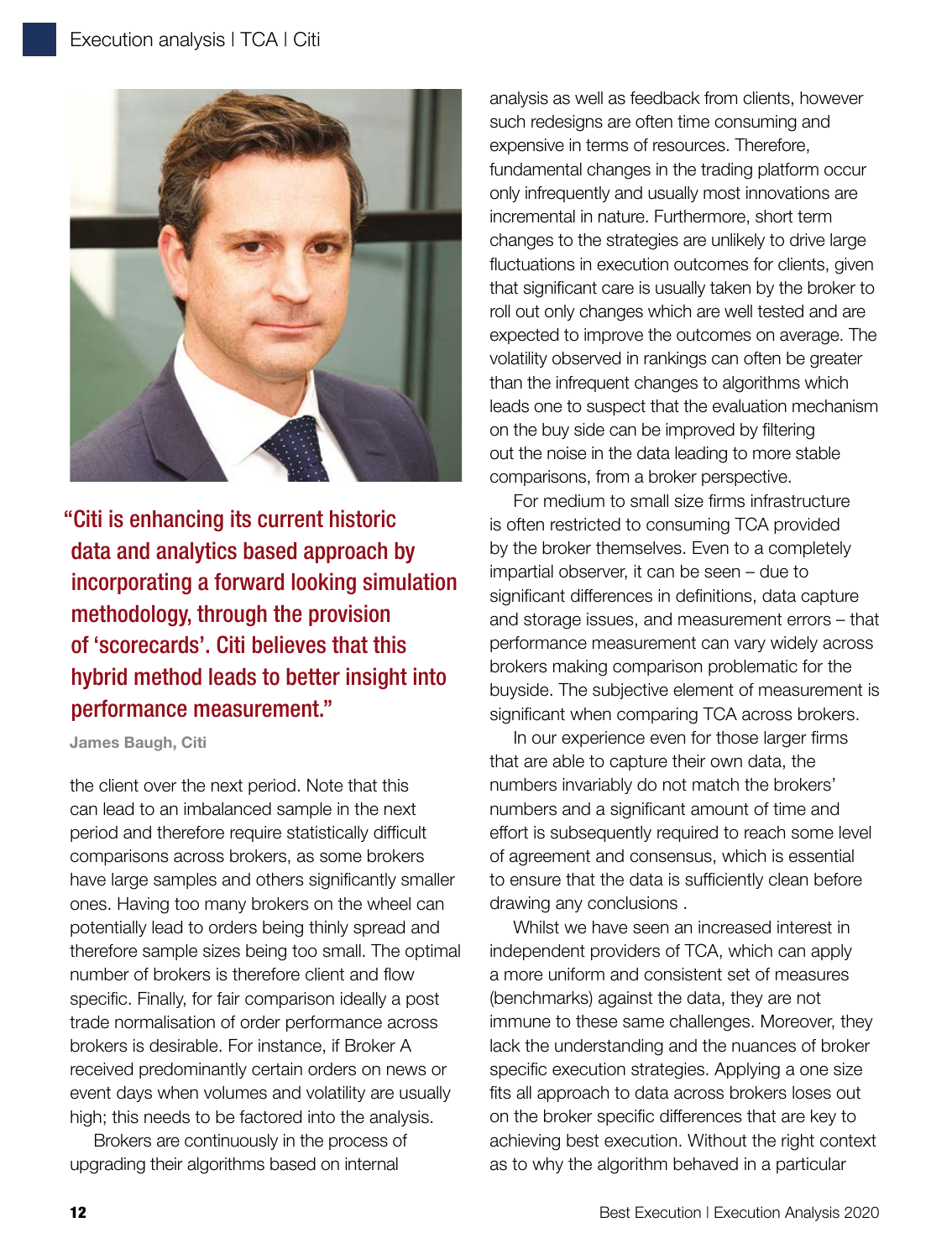> "Citi is enhancing its current historic data and analytics based approach by incorporating a forward looking simulation methodology, through the provision of 'scorecards'. Citi believes that this hybrid method leads to better insight into performance measurement."
>
> **James Baugh, Citi**

the client over the next period. Note that this can lead to an imbalanced sample in the next period and therefore require statistically difficult comparisons across brokers, as some brokers have large samples and others significantly smaller ones. Having too many brokers on the wheel can potentially lead to orders being thinly spread and therefore sample sizes being too small. The optimal number of brokers is therefore client and flow specific. Finally, for fair comparison ideally a post trade normalisation of order performance across brokers is desirable. For instance, if Broker A received predominantly certain orders on news or event days when volumes and volatility are usually high; this needs to be factored into the analysis.

Brokers are continuously in the process of upgrading their algorithms based on internal analysis as well as feedback from clients, however such redesigns are often time consuming and expensive in terms of resources. Therefore, fundamental changes in the trading platform occur only infrequently and usually most innovations are incremental in nature. Furthermore, short term changes to the strategies are unlikely to drive large fluctuations in execution outcomes for clients, given that significant care is usually taken by the broker to roll out only changes which are well tested and are expected to improve the outcomes on average. The volatility observed in rankings can often be greater than the infrequent changes to algorithms which leads one to suspect that the evaluation mechanism on the buy side can be improved by filtering out the noise in the data leading to more stable comparisons, from a broker perspective.

For medium to small size firms infrastructure is often restricted to consuming TCA provided by the broker themselves. Even to a completely impartial observer, it can be seen – due to significant differences in definitions, data capture and storage issues, and measurement errors – that performance measurement can vary widely across brokers making comparison problematic for the buyside. The subjective element of measurement is significant when comparing TCA across brokers.

In our experience even for those larger firms that are able to capture their own data, the numbers invariably do not match the brokers' numbers and a significant amount of time and effort is subsequently required to reach some level of agreement and consensus, which is essential to ensure that the data is sufficiently clean before drawing any conclusions .

Whilst we have seen an increased interest in independent providers of TCA, which can apply a more uniform and consistent set of measures (benchmarks) against the data, they are not immune to these same challenges. Moreover, they lack the understanding and the nuances of broker specific execution strategies. Applying a one size fits all approach to data across brokers loses out on the broker specific differences that are key to achieving best execution. Without the right context as to why the algorithm behaved in a particular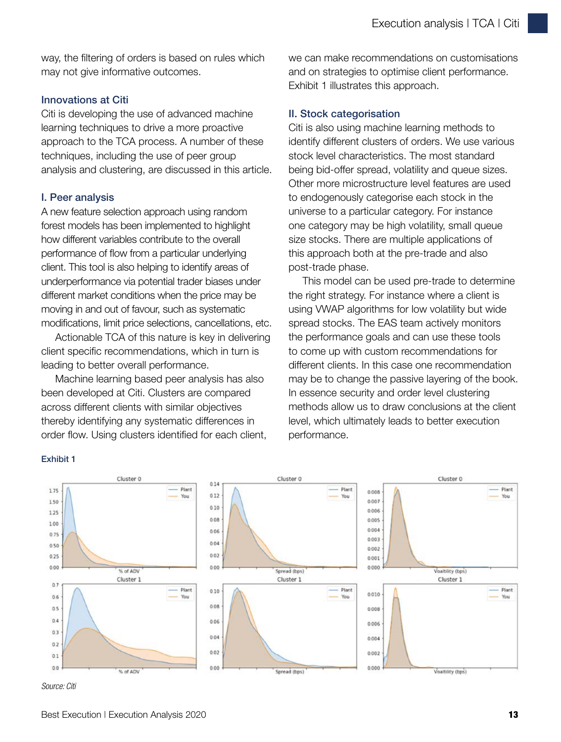way, the filtering of orders is based on rules which may not give informative outcomes.

### Innovations at Citi

Citi is developing the use of advanced machine learning techniques to drive a more proactive approach to the TCA process. A number of these techniques, including the use of peer group analysis and clustering, are discussed in this article.

### I. Peer analysis

A new feature selection approach using random forest models has been implemented to highlight how different variables contribute to the overall performance of flow from a particular underlying client. This tool is also helping to identify areas of underperformance via potential trader biases under different market conditions when the price may be moving in and out of favour, such as systematic modifications, limit price selections, cancellations, etc.

Actionable TCA of this nature is key in delivering client specific recommendations, which in turn is leading to better overall performance.

Machine learning based peer analysis has also been developed at Citi. Clusters are compared across different clients with similar objectives thereby identifying any systematic differences in order flow. Using clusters identified for each client, we can make recommendations on customisations and on strategies to optimise client performance. Exhibit 1 illustrates this approach.

### II. Stock categorisation

Citi is also using machine learning methods to identify different clusters of orders. We use various stock level characteristics. The most standard being bid-offer spread, volatility and queue sizes. Other more microstructure level features are used to endogenously categorise each stock in the universe to a particular category. For instance one category may be high volatility, small queue size stocks. There are multiple applications of this approach both at the pre-trade and also post-trade phase.

This model can be used pre-trade to determine the right strategy. For instance where a client is using VWAP algorithms for low volatility but wide spread stocks. The EAS team actively monitors the performance goals and can use these tools to come up with custom recommendations for different clients. In this case one recommendation may be to change the passive layering of the book. In essence security and order level clustering methods allow us to draw conclusions at the client level, which ultimately leads to better execution performance.

**Exhibit 1**

*Source: Citi*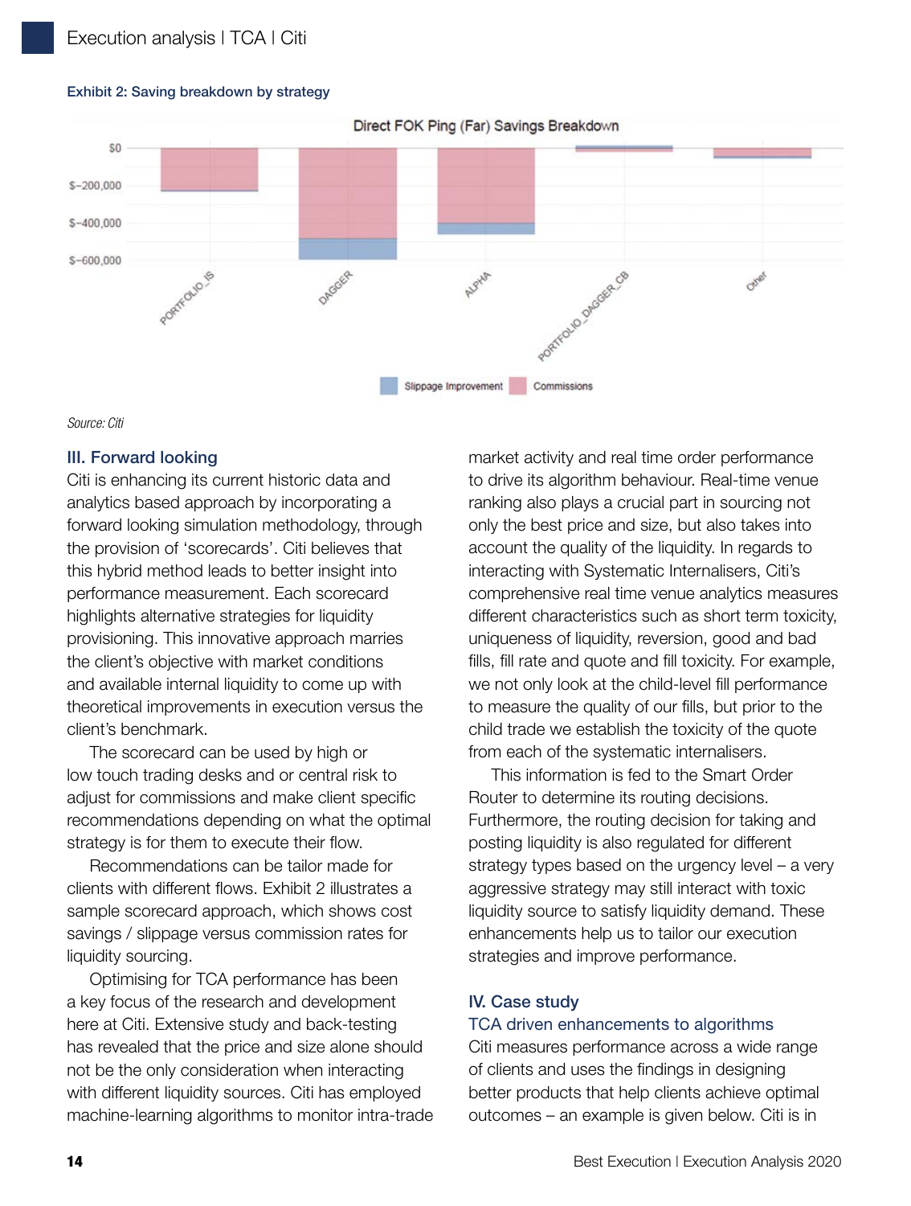Exhibit 2: Saving breakdown by strategy

Source: Citi

### III. Forward looking

Citi is enhancing its current historic data and analytics based approach by incorporating a forward looking simulation methodology, through the provision of 'scorecards'. Citi believes that this hybrid method leads to better insight into performance measurement. Each scorecard highlights alternative strategies for liquidity provisioning. This innovative approach marries the client's objective with market conditions and available internal liquidity to come up with theoretical improvements in execution versus the client's benchmark.

The scorecard can be used by high or low touch trading desks and or central risk to adjust for commissions and make client specific recommendations depending on what the optimal strategy is for them to execute their flow.

Recommendations can be tailor made for clients with different flows. Exhibit 2 illustrates a sample scorecard approach, which shows cost savings / slippage versus commission rates for liquidity sourcing.

Optimising for TCA performance has been a key focus of the research and development here at Citi. Extensive study and back-testing has revealed that the price and size alone should not be the only consideration when interacting with different liquidity sources. Citi has employed machine-learning algorithms to monitor intra-trade market activity and real time order performance to drive its algorithm behaviour. Real-time venue ranking also plays a crucial part in sourcing not only the best price and size, but also takes into account the quality of the liquidity. In regards to interacting with Systematic Internalisers, Citi's comprehensive real time venue analytics measures different characteristics such as short term toxicity, uniqueness of liquidity, reversion, good and bad fills, fill rate and quote and fill toxicity. For example, we not only look at the child-level fill performance to measure the quality of our fills, but prior to the child trade we establish the toxicity of the quote from each of the systematic internalisers.

This information is fed to the Smart Order Router to determine its routing decisions. Furthermore, the routing decision for taking and posting liquidity is also regulated for different strategy types based on the urgency level – a very aggressive strategy may still interact with toxic liquidity source to satisfy liquidity demand. These enhancements help us to tailor our execution strategies and improve performance.

### IV. Case study

#### TCA driven enhancements to algorithms

Citi measures performance across a wide range of clients and uses the findings in designing better products that help clients achieve optimal outcomes – an example is given below. Citi is in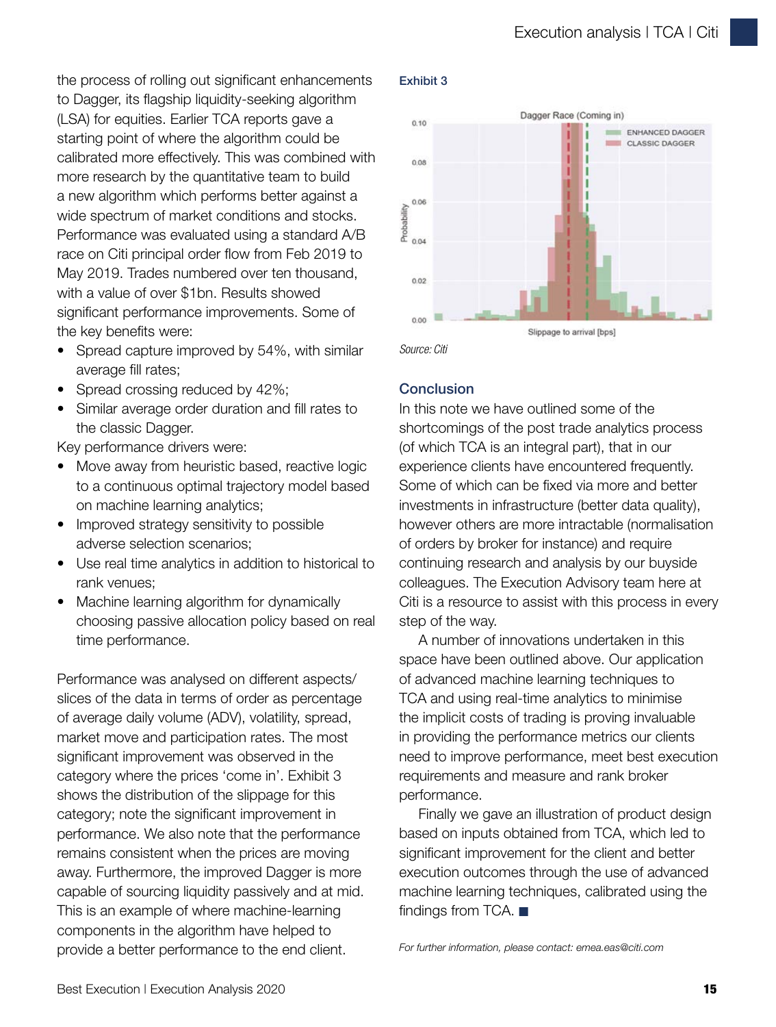the process of rolling out significant enhancements to Dagger, its flagship liquidity-seeking algorithm (LSA) for equities. Earlier TCA reports gave a starting point of where the algorithm could be calibrated more effectively. This was combined with more research by the quantitative team to build a new algorithm which performs better against a wide spectrum of market conditions and stocks. Performance was evaluated using a standard A/B race on Citi principal order flow from Feb 2019 to May 2019. Trades numbered over ten thousand, with a value of over $1bn. Results showed significant performance improvements. Some of the key benefits were:

- Spread capture improved by 54%, with similar average fill rates;
- Spread crossing reduced by 42%;
- Similar average order duration and fill rates to the classic Dagger.

Key performance drivers were:

- Move away from heuristic based, reactive logic to a continuous optimal trajectory model based on machine learning analytics;
- Improved strategy sensitivity to possible adverse selection scenarios;
- Use real time analytics in addition to historical to rank venues;
- Machine learning algorithm for dynamically choosing passive allocation policy based on real time performance.

Performance was analysed on different aspects/ slices of the data in terms of order as percentage of average daily volume (ADV), volatility, spread, market move and participation rates. The most significant improvement was observed in the category where the prices 'come in'. Exhibit 3 shows the distribution of the slippage for this category; note the significant improvement in performance. We also note that the performance remains consistent when the prices are moving away. Furthermore, the improved Dagger is more capable of sourcing liquidity passively and at mid. This is an example of where machine-learning components in the algorithm have helped to provide a better performance to the end client.

**Exhibit 3**

*Source: Citi*

## Conclusion

In this note we have outlined some of the shortcomings of the post trade analytics process (of which TCA is an integral part), that in our experience clients have encountered frequently. Some of which can be fixed via more and better investments in infrastructure (better data quality), however others are more intractable (normalisation of orders by broker for instance) and require continuing research and analysis by our buyside colleagues. The Execution Advisory team here at Citi is a resource to assist with this process in every step of the way.

A number of innovations undertaken in this space have been outlined above. Our application of advanced machine learning techniques to TCA and using real-time analytics to minimise the implicit costs of trading is proving invaluable in providing the performance metrics our clients need to improve performance, meet best execution requirements and measure and rank broker performance.

Finally we gave an illustration of product design based on inputs obtained from TCA, which led to significant improvement for the client and better execution outcomes through the use of advanced machine learning techniques, calibrated using the findings from TCA. ■

*For further information, please contact: emea.eas@citi.com*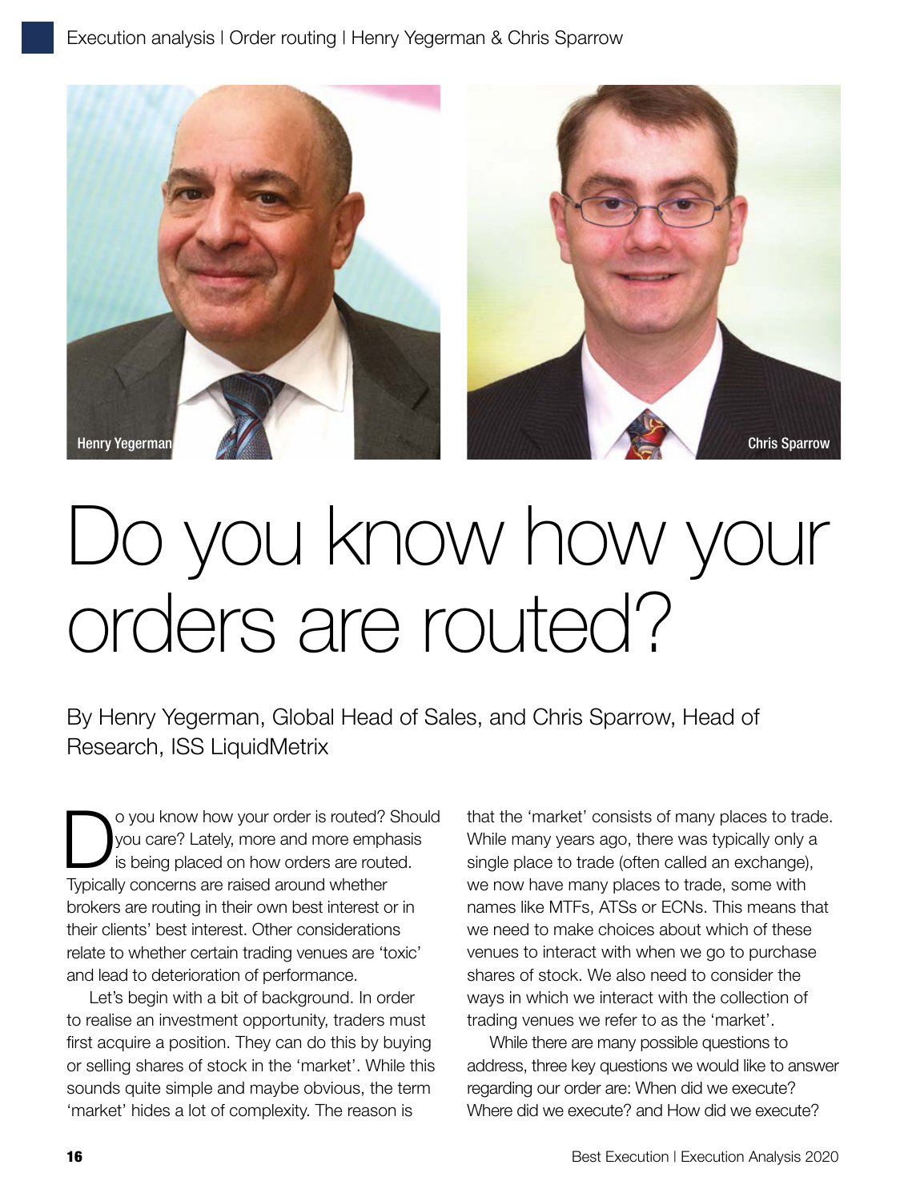Henry Yegerman

Chris Sparrow

# Do you know how your orders are routed?

By Henry Yegerman, Global Head of Sales, and Chris Sparrow, Head of Research, ISS LiquidMetrix

Do you know how your order is routed? Should you care? Lately, more and more emphasis is being placed on how orders are routed. Typically concerns are raised around whether brokers are routing in their own best interest or in their clients' best interest. Other considerations relate to whether certain trading venues are 'toxic' and lead to deterioration of performance.

Let's begin with a bit of background. In order to realise an investment opportunity, traders must first acquire a position. They can do this by buying or selling shares of stock in the 'market'. While this sounds quite simple and maybe obvious, the term 'market' hides a lot of complexity. The reason is that the 'market' consists of many places to trade. While many years ago, there was typically only a single place to trade (often called an exchange), we now have many places to trade, some with names like MTFs, ATSs or ECNs. This means that we need to make choices about which of these venues to interact with when we go to purchase shares of stock. We also need to consider the ways in which we interact with the collection of trading venues we refer to as the 'market'.

While there are many possible questions to address, three key questions we would like to answer regarding our order are: When did we execute? Where did we execute? and How did we execute?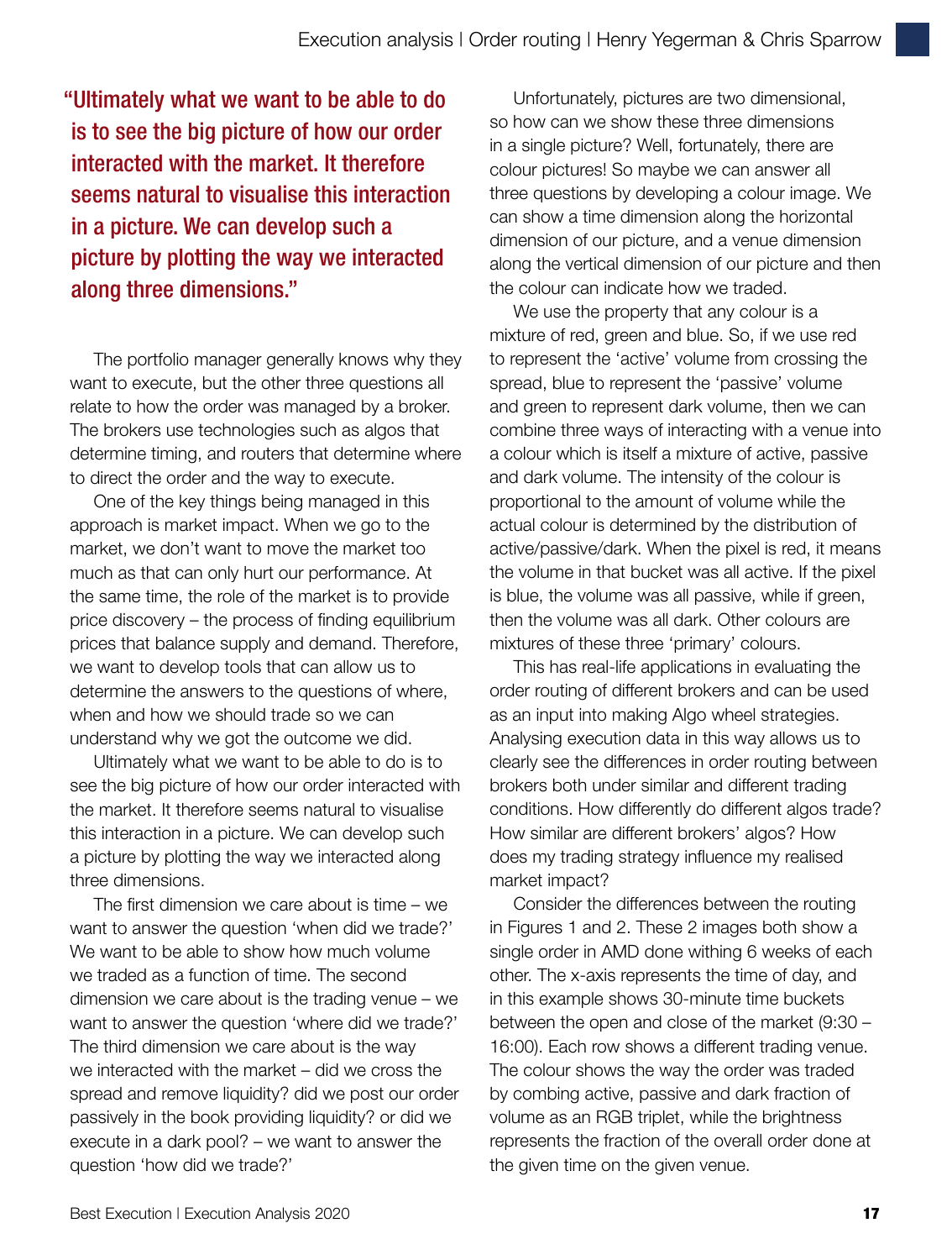> "Ultimately what we want to be able to do is to see the big picture of how our order interacted with the market. It therefore seems natural to visualise this interaction in a picture. We can develop such a picture by plotting the way we interacted along three dimensions."

The portfolio manager generally knows why they want to execute, but the other three questions all relate to how the order was managed by a broker. The brokers use technologies such as algos that determine timing, and routers that determine where to direct the order and the way to execute.

One of the key things being managed in this approach is market impact. When we go to the market, we don't want to move the market too much as that can only hurt our performance. At the same time, the role of the market is to provide price discovery – the process of finding equilibrium prices that balance supply and demand. Therefore, we want to develop tools that can allow us to determine the answers to the questions of where, when and how we should trade so we can understand why we got the outcome we did.

Ultimately what we want to be able to do is to see the big picture of how our order interacted with the market. It therefore seems natural to visualise this interaction in a picture. We can develop such a picture by plotting the way we interacted along three dimensions.

The first dimension we care about is time – we want to answer the question 'when did we trade?' We want to be able to show how much volume we traded as a function of time. The second dimension we care about is the trading venue – we want to answer the question 'where did we trade?' The third dimension we care about is the way we interacted with the market – did we cross the spread and remove liquidity? did we post our order passively in the book providing liquidity? or did we execute in a dark pool? – we want to answer the question 'how did we trade?'

Unfortunately, pictures are two dimensional, so how can we show these three dimensions in a single picture? Well, fortunately, there are colour pictures! So maybe we can answer all three questions by developing a colour image. We can show a time dimension along the horizontal dimension of our picture, and a venue dimension along the vertical dimension of our picture and then the colour can indicate how we traded.

We use the property that any colour is a mixture of red, green and blue. So, if we use red to represent the 'active' volume from crossing the spread, blue to represent the 'passive' volume and green to represent dark volume, then we can combine three ways of interacting with a venue into a colour which is itself a mixture of active, passive and dark volume. The intensity of the colour is proportional to the amount of volume while the actual colour is determined by the distribution of active/passive/dark. When the pixel is red, it means the volume in that bucket was all active. If the pixel is blue, the volume was all passive, while if green, then the volume was all dark. Other colours are mixtures of these three 'primary' colours.

This has real-life applications in evaluating the order routing of different brokers and can be used as an input into making Algo wheel strategies. Analysing execution data in this way allows us to clearly see the differences in order routing between brokers both under similar and different trading conditions. How differently do different algos trade? How similar are different brokers' algos? How does my trading strategy influence my realised market impact?

Consider the differences between the routing in Figures 1 and 2. These 2 images both show a single order in AMD done withing 6 weeks of each other. The x-axis represents the time of day, and in this example shows 30-minute time buckets between the open and close of the market (9:30 – 16:00). Each row shows a different trading venue. The colour shows the way the order was traded by combing active, passive and dark fraction of volume as an RGB triplet, while the brightness represents the fraction of the overall order done at the given time on the given venue.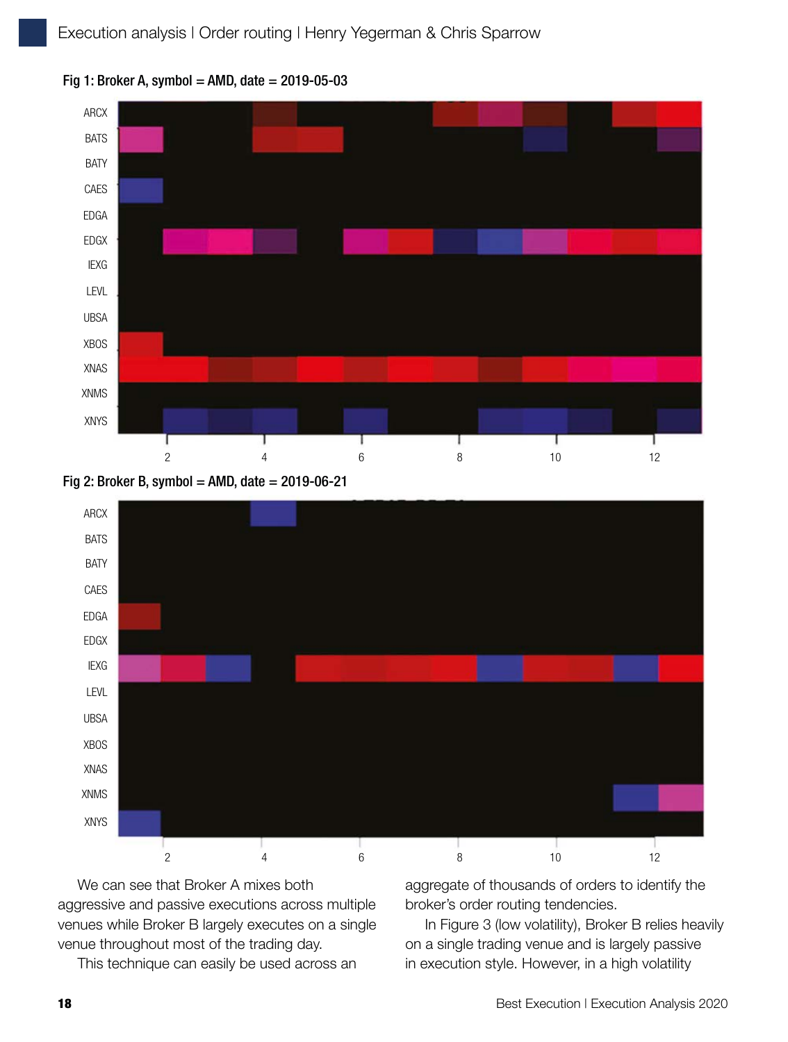Fig 1: Broker A, symbol = AMD, date = 2019-05-03

Fig 2: Broker B, symbol = AMD, date = 2019-06-21

We can see that Broker A mixes both aggressive and passive executions across multiple venues while Broker B largely executes on a single venue throughout most of the trading day.

This technique can easily be used across an aggregate of thousands of orders to identify the broker's order routing tendencies.

In Figure 3 (low volatility), Broker B relies heavily on a single trading venue and is largely passive in execution style. However, in a high volatility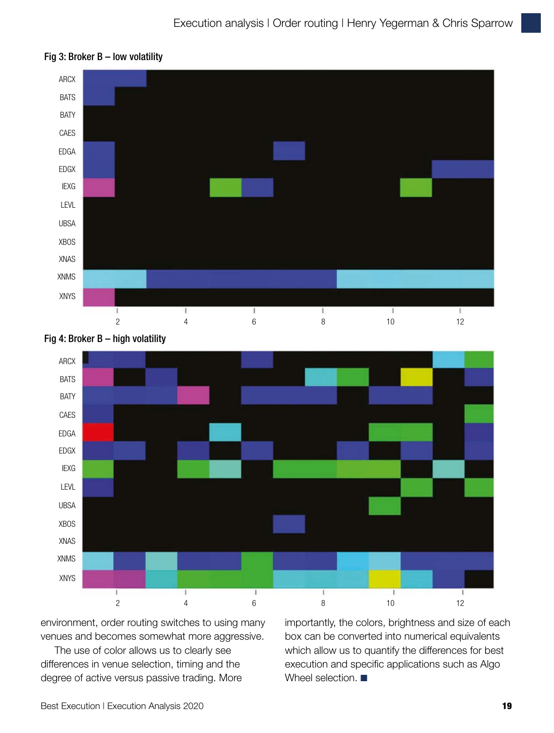**Fig 3: Broker B – low volatility**

**Fig 4: Broker B – high volatility**

environment, order routing switches to using many venues and becomes somewhat more aggressive.

The use of color allows us to clearly see differences in venue selection, timing and the degree of active versus passive trading. More importantly, the colors, brightness and size of each box can be converted into numerical equivalents which allow us to quantify the differences for best execution and specific applications such as Algo Wheel selection. ■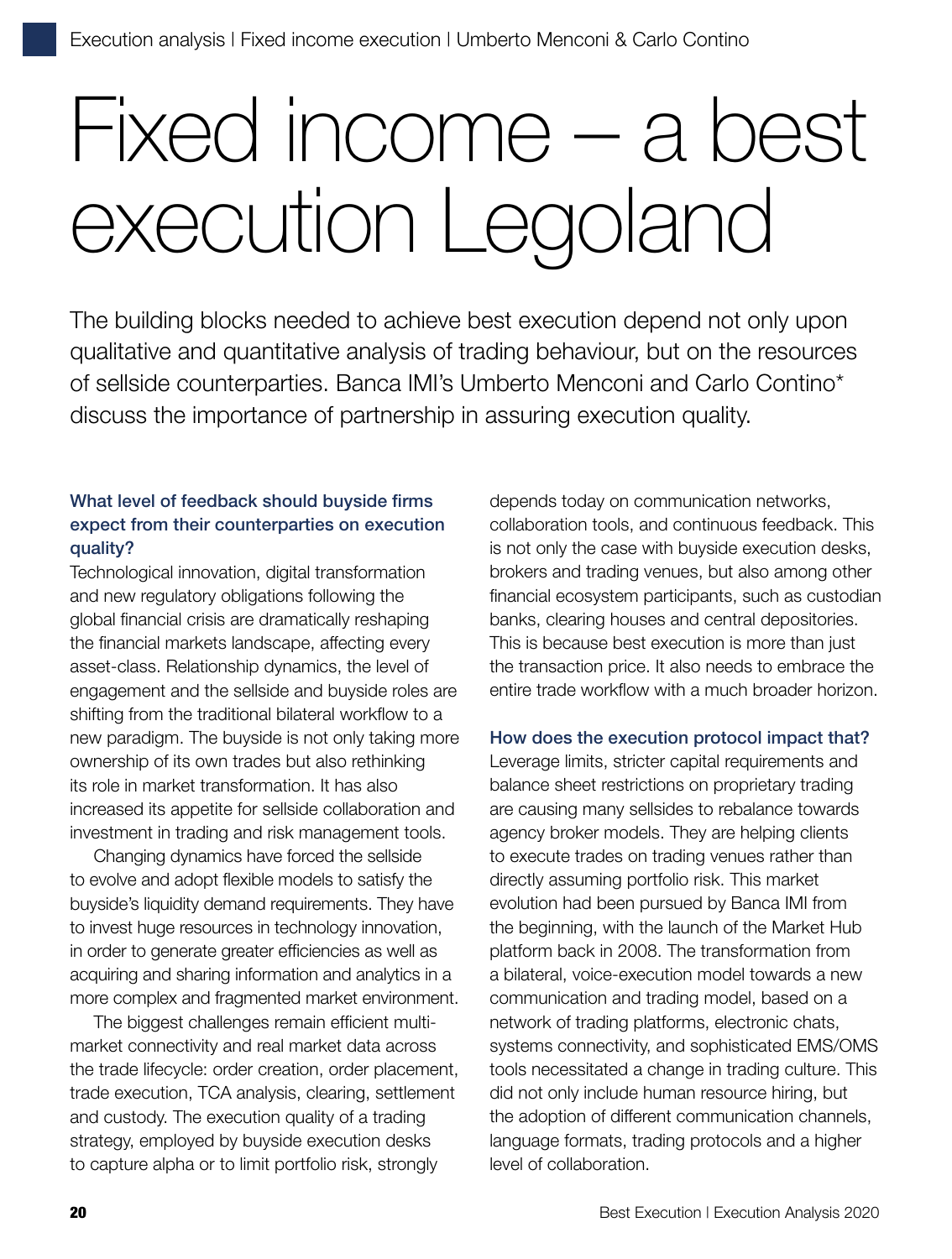# Fixed income – a best execution Legoland

The building blocks needed to achieve best execution depend not only upon qualitative and quantitative analysis of trading behaviour, but on the resources of sellside counterparties. Banca IMI's Umberto Menconi and Carlo Contino* discuss the importance of partnership in assuring execution quality.

### What level of feedback should buyside firms expect from their counterparties on execution quality?

Technological innovation, digital transformation and new regulatory obligations following the global financial crisis are dramatically reshaping the financial markets landscape, affecting every asset-class. Relationship dynamics, the level of engagement and the sellside and buyside roles are shifting from the traditional bilateral workflow to a new paradigm. The buyside is not only taking more ownership of its own trades but also rethinking its role in market transformation. It has also increased its appetite for sellside collaboration and investment in trading and risk management tools.

Changing dynamics have forced the sellside to evolve and adopt flexible models to satisfy the buyside's liquidity demand requirements. They have to invest huge resources in technology innovation, in order to generate greater efficiencies as well as acquiring and sharing information and analytics in a more complex and fragmented market environment.

The biggest challenges remain efficient multi-market connectivity and real market data across the trade lifecycle: order creation, order placement, trade execution, TCA analysis, clearing, settlement and custody. The execution quality of a trading strategy, employed by buyside execution desks to capture alpha or to limit portfolio risk, strongly depends today on communication networks, collaboration tools, and continuous feedback. This is not only the case with buyside execution desks, brokers and trading venues, but also among other financial ecosystem participants, such as custodian banks, clearing houses and central depositories. This is because best execution is more than just the transaction price. It also needs to embrace the entire trade workflow with a much broader horizon.

### How does the execution protocol impact that?

Leverage limits, stricter capital requirements and balance sheet restrictions on proprietary trading are causing many sellsides to rebalance towards agency broker models. They are helping clients to execute trades on trading venues rather than directly assuming portfolio risk. This market evolution had been pursued by Banca IMI from the beginning, with the launch of the Market Hub platform back in 2008. The transformation from a bilateral, voice-execution model towards a new communication and trading model, based on a network of trading platforms, electronic chats, systems connectivity, and sophisticated EMS/OMS tools necessitated a change in trading culture. This did not only include human resource hiring, but the adoption of different communication channels, language formats, trading protocols and a higher level of collaboration.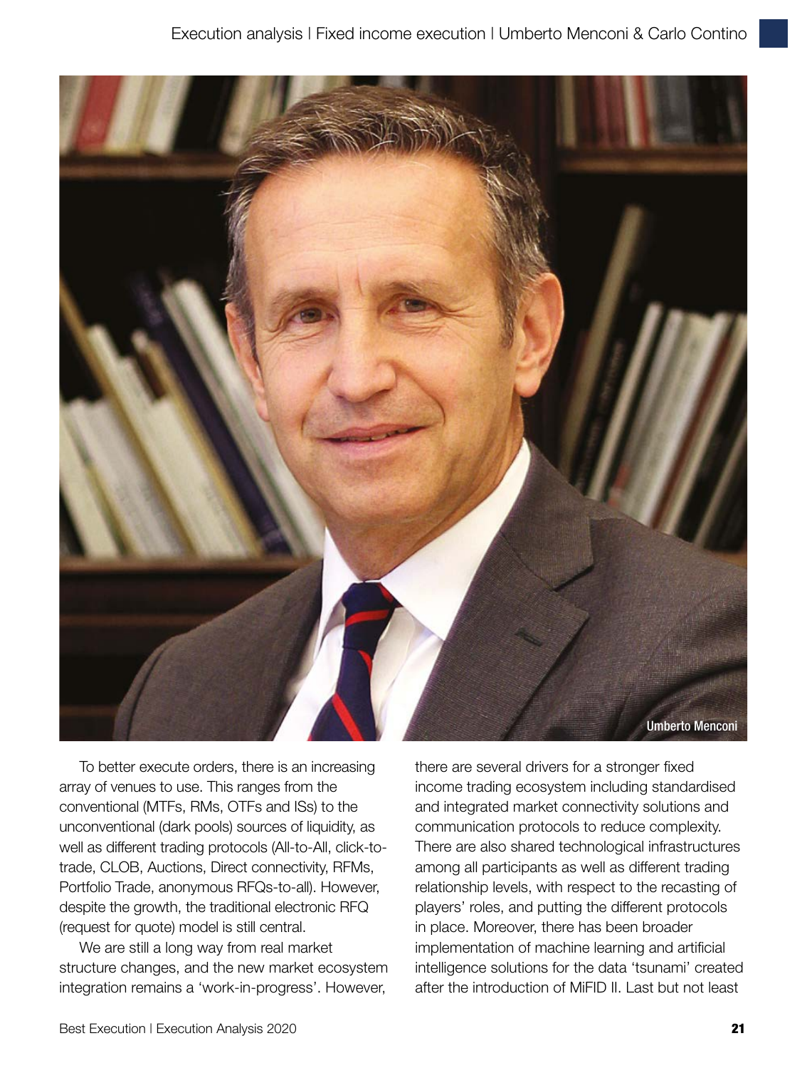Umberto Menconi

To better execute orders, there is an increasing array of venues to use. This ranges from the conventional (MTFs, RMs, OTFs and ISs) to the unconventional (dark pools) sources of liquidity, as well as different trading protocols (All-to-All, click-to-trade, CLOB, Auctions, Direct connectivity, RFMs, Portfolio Trade, anonymous RFQs-to-all). However, despite the growth, the traditional electronic RFQ (request for quote) model is still central.

We are still a long way from real market structure changes, and the new market ecosystem integration remains a 'work-in-progress'. However, there are several drivers for a stronger fixed income trading ecosystem including standardised and integrated market connectivity solutions and communication protocols to reduce complexity. There are also shared technological infrastructures among all participants as well as different trading relationship levels, with respect to the recasting of players' roles, and putting the different protocols in place. Moreover, there has been broader implementation of machine learning and artificial intelligence solutions for the data 'tsunami' created after the introduction of MiFID II. Last but not least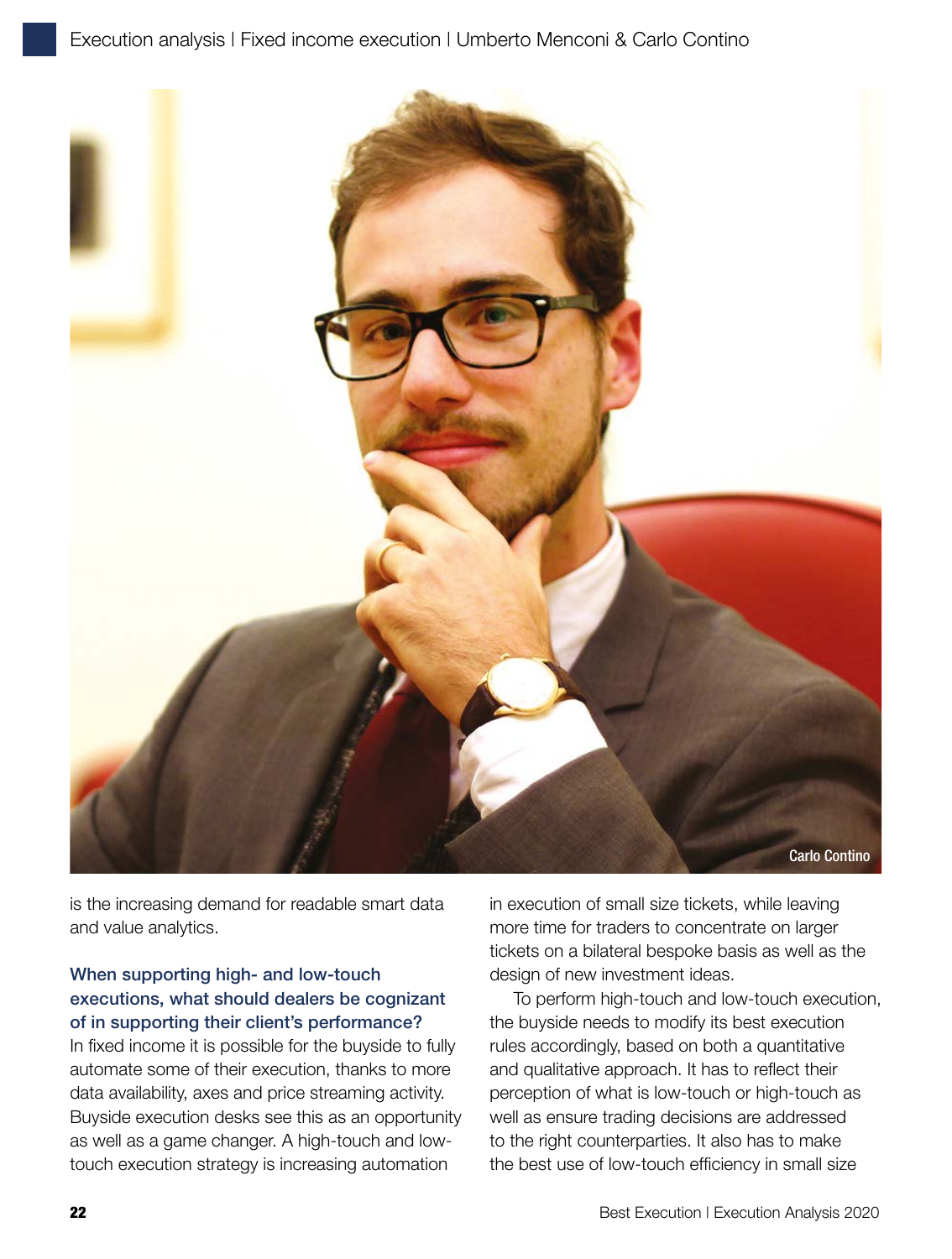Carlo Contino

is the increasing demand for readable smart data and value analytics.

**When supporting high- and low-touch executions, what should dealers be cognizant of in supporting their client's performance?**

In fixed income it is possible for the buyside to fully automate some of their execution, thanks to more data availability, axes and price streaming activity. Buyside execution desks see this as an opportunity as well as a game changer. A high-touch and low-touch execution strategy is increasing automation in execution of small size tickets, while leaving more time for traders to concentrate on larger tickets on a bilateral bespoke basis as well as the design of new investment ideas.

To perform high-touch and low-touch execution, the buyside needs to modify its best execution rules accordingly, based on both a quantitative and qualitative approach. It has to reflect their perception of what is low-touch or high-touch as well as ensure trading decisions are addressed to the right counterparties. It also has to make the best use of low-touch efficiency in small size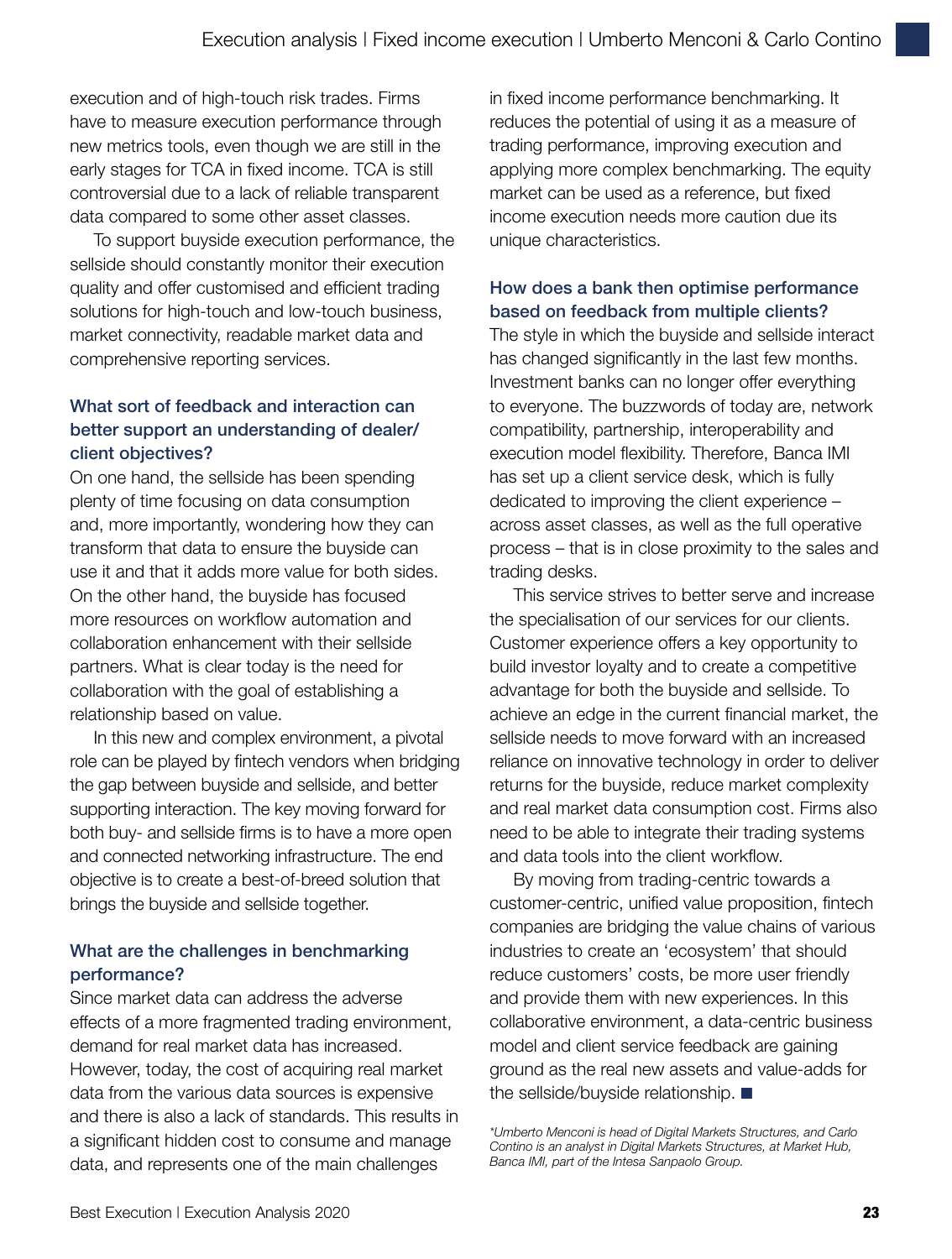execution and of high-touch risk trades. Firms have to measure execution performance through new metrics tools, even though we are still in the early stages for TCA in fixed income. TCA is still controversial due to a lack of reliable transparent data compared to some other asset classes.

To support buyside execution performance, the sellside should constantly monitor their execution quality and offer customised and efficient trading solutions for high-touch and low-touch business, market connectivity, readable market data and comprehensive reporting services.

### What sort of feedback and interaction can better support an understanding of dealer/client objectives?

On one hand, the sellside has been spending plenty of time focusing on data consumption and, more importantly, wondering how they can transform that data to ensure the buyside can use it and that it adds more value for both sides. On the other hand, the buyside has focused more resources on workflow automation and collaboration enhancement with their sellside partners. What is clear today is the need for collaboration with the goal of establishing a relationship based on value.

In this new and complex environment, a pivotal role can be played by fintech vendors when bridging the gap between buyside and sellside, and better supporting interaction. The key moving forward for both buy- and sellside firms is to have a more open and connected networking infrastructure. The end objective is to create a best-of-breed solution that brings the buyside and sellside together.

### What are the challenges in benchmarking performance?

Since market data can address the adverse effects of a more fragmented trading environment, demand for real market data has increased. However, today, the cost of acquiring real market data from the various data sources is expensive and there is also a lack of standards. This results in a significant hidden cost to consume and manage data, and represents one of the main challenges in fixed income performance benchmarking. It reduces the potential of using it as a measure of trading performance, improving execution and applying more complex benchmarking. The equity market can be used as a reference, but fixed income execution needs more caution due its unique characteristics.

### How does a bank then optimise performance based on feedback from multiple clients?

The style in which the buyside and sellside interact has changed significantly in the last few months. Investment banks can no longer offer everything to everyone. The buzzwords of today are, network compatibility, partnership, interoperability and execution model flexibility. Therefore, Banca IMI has set up a client service desk, which is fully dedicated to improving the client experience – across asset classes, as well as the full operative process – that is in close proximity to the sales and trading desks.

This service strives to better serve and increase the specialisation of our services for our clients. Customer experience offers a key opportunity to build investor loyalty and to create a competitive advantage for both the buyside and sellside. To achieve an edge in the current financial market, the sellside needs to move forward with an increased reliance on innovative technology in order to deliver returns for the buyside, reduce market complexity and real market data consumption cost. Firms also need to be able to integrate their trading systems and data tools into the client workflow.

By moving from trading-centric towards a customer-centric, unified value proposition, fintech companies are bridging the value chains of various industries to create an 'ecosystem' that should reduce customers' costs, be more user friendly and provide them with new experiences. In this collaborative environment, a data-centric business model and client service feedback are gaining ground as the real new assets and value-adds for the sellside/buyside relationship. ■

*\*Umberto Menconi is head of Digital Markets Structures, and Carlo Contino is an analyst in Digital Markets Structures, at Market Hub, Banca IMI, part of the Intesa Sanpaolo Group.*